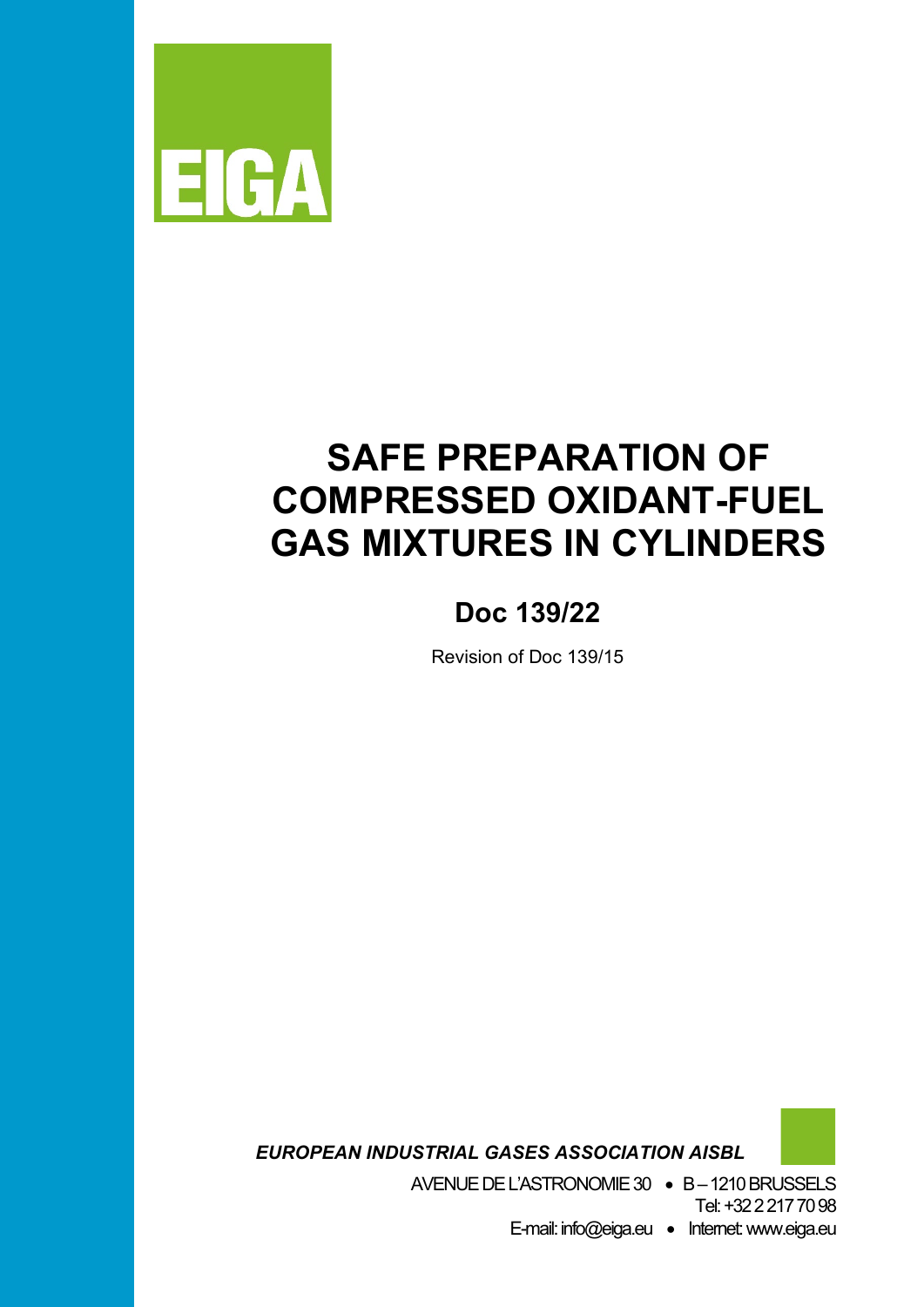EIGA

# SAFE PREPARATION OF COMPRESSED OXIDANT-FUEL GAS MIXTURES IN CYLINDERS

## Doc 139/22

Revision of Doc 139/15

***EUROPEAN INDUSTRIAL GASES ASSOCIATION AISBL***

AVENUE DE L'ASTRONOMIE 30 • B – 1210 BRUSSELS
Tel: +32 2 217 70 98
E-mail: info@eiga.eu • Internet: www.eiga.eu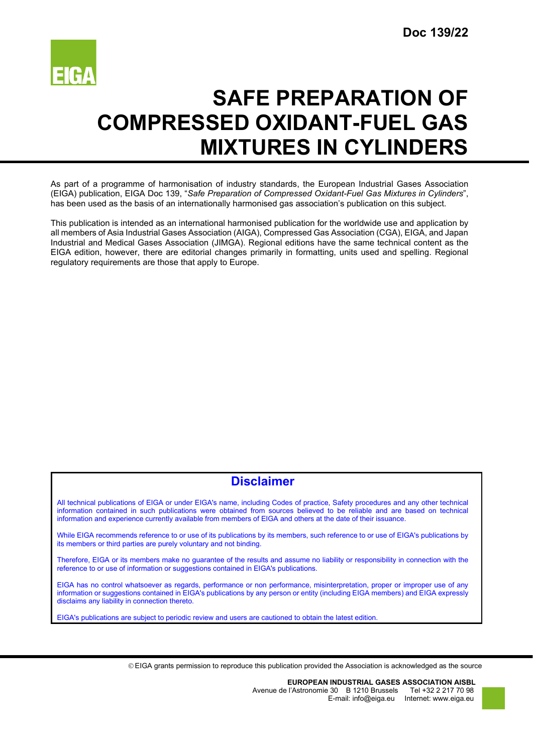**Doc 139/22**

# SAFE PREPARATION OF COMPRESSED OXIDANT-FUEL GAS MIXTURES IN CYLINDERS

As part of a programme of harmonisation of industry standards, the European Industrial Gases Association (EIGA) publication, EIGA Doc 139, "*Safe Preparation of Compressed Oxidant-Fuel Gas Mixtures in Cylinders*", has been used as the basis of an internationally harmonised gas association's publication on this subject.

This publication is intended as an international harmonised publication for the worldwide use and application by all members of Asia Industrial Gases Association (AIGA), Compressed Gas Association (CGA), EIGA, and Japan Industrial and Medical Gases Association (JIMGA). Regional editions have the same technical content as the EIGA edition, however, there are editorial changes primarily in formatting, units used and spelling. Regional regulatory requirements are those that apply to Europe.

## Disclaimer

All technical publications of EIGA or under EIGA's name, including Codes of practice, Safety procedures and any other technical information contained in such publications were obtained from sources believed to be reliable and are based on technical information and experience currently available from members of EIGA and others at the date of their issuance.

While EIGA recommends reference to or use of its publications by its members, such reference to or use of EIGA's publications by its members or third parties are purely voluntary and not binding.

Therefore, EIGA or its members make no guarantee of the results and assume no liability or responsibility in connection with the reference to or use of information or suggestions contained in EIGA's publications.

EIGA has no control whatsoever as regards, performance or non performance, misinterpretation, proper or improper use of any information or suggestions contained in EIGA's publications by any person or entity (including EIGA members) and EIGA expressly disclaims any liability in connection thereto.

EIGA's publications are subject to periodic review and users are cautioned to obtain the latest edition.

© EIGA grants permission to reproduce this publication provided the Association is acknowledged as the source

**EUROPEAN INDUSTRIAL GASES ASSOCIATION AISBL**
Avenue de l'Astronomie 30 B 1210 Brussels Tel +32 2 217 70 98
E-mail: info@eiga.eu Internet: www.eiga.eu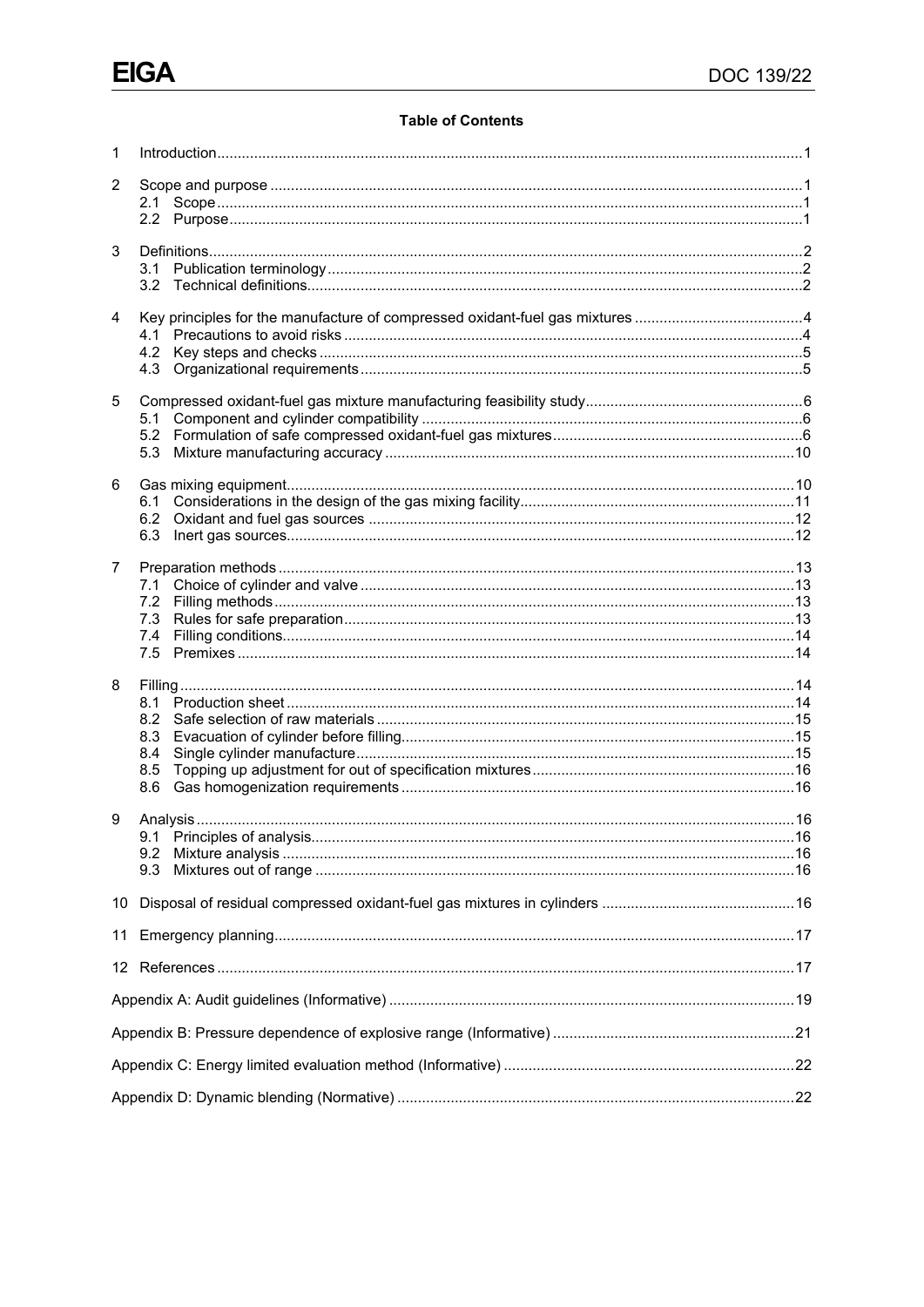**Table of Contents**

1 Introduction .......... 1

2 Scope and purpose .......... 1
- 2.1 Scope .......... 1
- 2.2 Purpose .......... 1

3 Definitions .......... 2
- 3.1 Publication terminology .......... 2
- 3.2 Technical definitions .......... 2

4 Key principles for the manufacture of compressed oxidant-fuel gas mixtures .......... 4
- 4.1 Precautions to avoid risks .......... 4
- 4.2 Key steps and checks .......... 5
- 4.3 Organizational requirements .......... 5

5 Compressed oxidant-fuel gas mixture manufacturing feasibility study .......... 6
- 5.1 Component and cylinder compatibility .......... 6
- 5.2 Formulation of safe compressed oxidant-fuel gas mixtures .......... 6
- 5.3 Mixture manufacturing accuracy .......... 10

6 Gas mixing equipment .......... 10
- 6.1 Considerations in the design of the gas mixing facility .......... 11
- 6.2 Oxidant and fuel gas sources .......... 12
- 6.3 Inert gas sources .......... 12

7 Preparation methods .......... 13
- 7.1 Choice of cylinder and valve .......... 13
- 7.2 Filling methods .......... 13
- 7.3 Rules for safe preparation .......... 13
- 7.4 Filling conditions .......... 14
- 7.5 Premixes .......... 14

8 Filling .......... 14
- 8.1 Production sheet .......... 14
- 8.2 Safe selection of raw materials .......... 15
- 8.3 Evacuation of cylinder before filling .......... 15
- 8.4 Single cylinder manufacture .......... 15
- 8.5 Topping up adjustment for out of specification mixtures .......... 16
- 8.6 Gas homogenization requirements .......... 16

9 Analysis .......... 16
- 9.1 Principles of analysis .......... 16
- 9.2 Mixture analysis .......... 16
- 9.3 Mixtures out of range .......... 16

10 Disposal of residual compressed oxidant-fuel gas mixtures in cylinders .......... 16

11 Emergency planning .......... 17

12 References .......... 17

Appendix A: Audit guidelines (Informative) .......... 19

Appendix B: Pressure dependence of explosive range (Informative) .......... 21

Appendix C: Energy limited evaluation method (Informative) .......... 22

Appendix D: Dynamic blending (Normative) .......... 22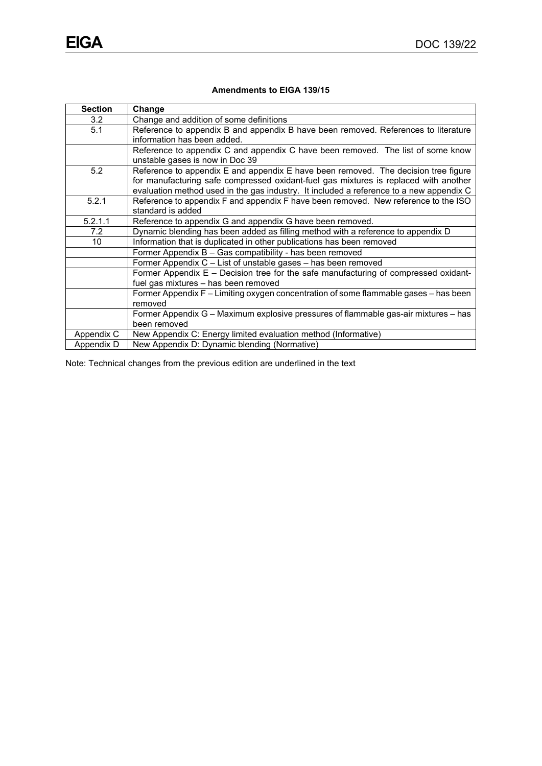**Amendments to EIGA 139/15**

| Section | Change |
|---|---|
| 3.2 | Change and addition of some definitions |
| 5.1 | Reference to appendix B and appendix B have been removed. References to literature information has been added. |
| | Reference to appendix C and appendix C have been removed. The list of some know unstable gases is now in Doc 39 |
| 5.2 | Reference to appendix E and appendix E have been removed. The decision tree figure for manufacturing safe compressed oxidant-fuel gas mixtures is replaced with another evaluation method used in the gas industry. It included a reference to a new appendix C |
| 5.2.1 | Reference to appendix F and appendix F have been removed. New reference to the ISO standard is added |
| 5.2.1.1 | Reference to appendix G and appendix G have been removed. |
| 7.2 | Dynamic blending has been added as filling method with a reference to appendix D |
| 10 | Information that is duplicated in other publications has been removed |
| | Former Appendix B – Gas compatibility - has been removed |
| | Former Appendix C – List of unstable gases – has been removed |
| | Former Appendix E – Decision tree for the safe manufacturing of compressed oxidant-fuel gas mixtures – has been removed |
| | Former Appendix F – Limiting oxygen concentration of some flammable gases – has been removed |
| | Former Appendix G – Maximum explosive pressures of flammable gas-air mixtures – has been removed |
| Appendix C | New Appendix C: Energy limited evaluation method (Informative) |
| Appendix D | New Appendix D: Dynamic blending (Normative) |

Note: Technical changes from the previous edition are underlined in the text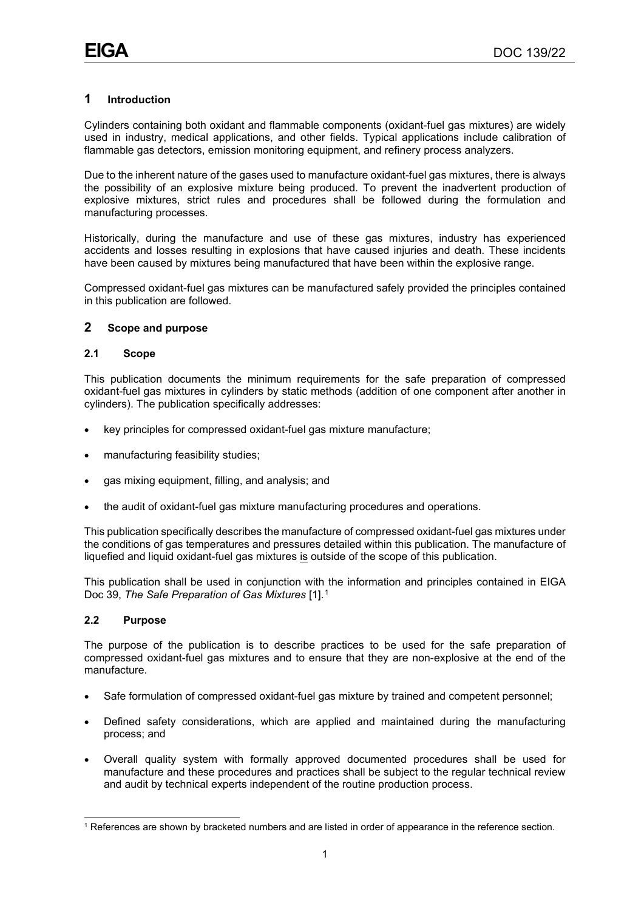## 1 Introduction

Cylinders containing both oxidant and flammable components (oxidant-fuel gas mixtures) are widely used in industry, medical applications, and other fields. Typical applications include calibration of flammable gas detectors, emission monitoring equipment, and refinery process analyzers.

Due to the inherent nature of the gases used to manufacture oxidant-fuel gas mixtures, there is always the possibility of an explosive mixture being produced. To prevent the inadvertent production of explosive mixtures, strict rules and procedures shall be followed during the formulation and manufacturing processes.

Historically, during the manufacture and use of these gas mixtures, industry has experienced accidents and losses resulting in explosions that have caused injuries and death. These incidents have been caused by mixtures being manufactured that have been within the explosive range.

Compressed oxidant-fuel gas mixtures can be manufactured safely provided the principles contained in this publication are followed.

## 2 Scope and purpose

### 2.1 Scope

This publication documents the minimum requirements for the safe preparation of compressed oxidant-fuel gas mixtures in cylinders by static methods (addition of one component after another in cylinders). The publication specifically addresses:

- key principles for compressed oxidant-fuel gas mixture manufacture;
- manufacturing feasibility studies;
- gas mixing equipment, filling, and analysis; and
- the audit of oxidant-fuel gas mixture manufacturing procedures and operations.

This publication specifically describes the manufacture of compressed oxidant-fuel gas mixtures under the conditions of gas temperatures and pressures detailed within this publication. The manufacture of liquefied and liquid oxidant-fuel gas mixtures is outside of the scope of this publication.

This publication shall be used in conjunction with the information and principles contained in EIGA Doc 39, *The Safe Preparation of Gas Mixtures* [1].[1]

### 2.2 Purpose

The purpose of the publication is to describe practices to be used for the safe preparation of compressed oxidant-fuel gas mixtures and to ensure that they are non-explosive at the end of the manufacture.

- Safe formulation of compressed oxidant-fuel gas mixture by trained and competent personnel;
- Defined safety considerations, which are applied and maintained during the manufacturing process; and
- Overall quality system with formally approved documented procedures shall be used for manufacture and these procedures and practices shall be subject to the regular technical review and audit by technical experts independent of the routine production process.

[1] References are shown by bracketed numbers and are listed in order of appearance in the reference section.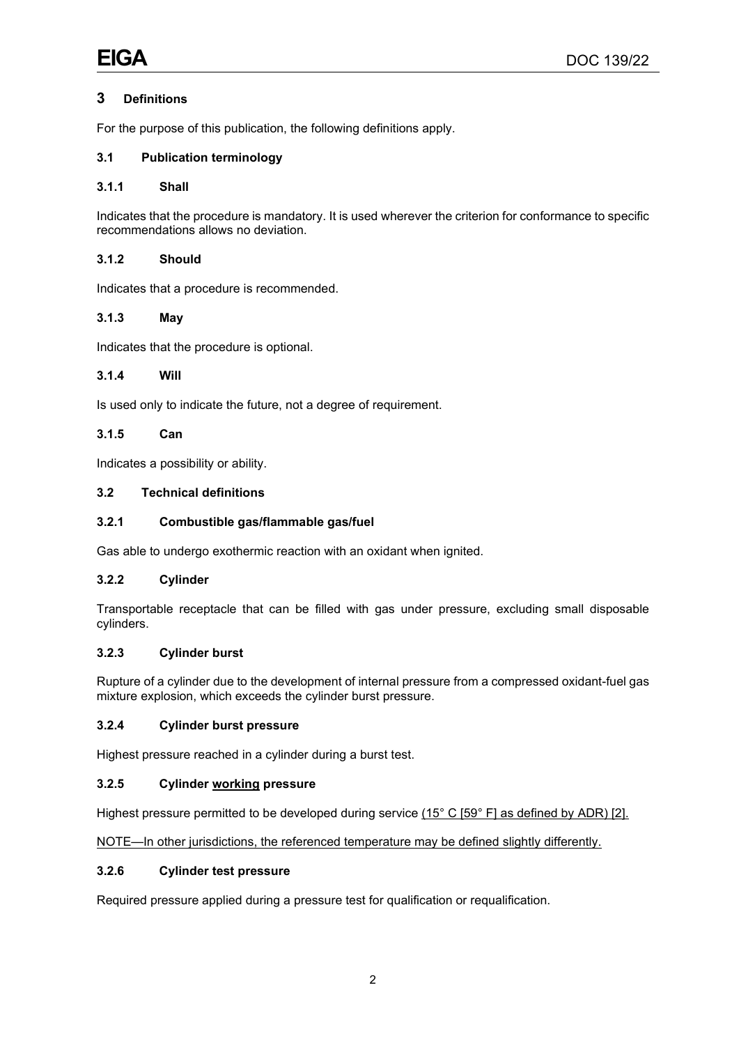## 3 Definitions

For the purpose of this publication, the following definitions apply.

### 3.1 Publication terminology

#### 3.1.1 Shall

Indicates that the procedure is mandatory. It is used wherever the criterion for conformance to specific recommendations allows no deviation.

#### 3.1.2 Should

Indicates that a procedure is recommended.

#### 3.1.3 May

Indicates that the procedure is optional.

#### 3.1.4 Will

Is used only to indicate the future, not a degree of requirement.

#### 3.1.5 Can

Indicates a possibility or ability.

### 3.2 Technical definitions

#### 3.2.1 Combustible gas/flammable gas/fuel

Gas able to undergo exothermic reaction with an oxidant when ignited.

#### 3.2.2 Cylinder

Transportable receptacle that can be filled with gas under pressure, excluding small disposable cylinders.

#### 3.2.3 Cylinder burst

Rupture of a cylinder due to the development of internal pressure from a compressed oxidant-fuel gas mixture explosion, which exceeds the cylinder burst pressure.

#### 3.2.4 Cylinder burst pressure

Highest pressure reached in a cylinder during a burst test.

#### 3.2.5 Cylinder <u>working</u> pressure

Highest pressure permitted to be developed during service <u>(15° C [59° F] as defined by ADR) [2].</u>

<u>NOTE—In other jurisdictions, the referenced temperature may be defined slightly differently.</u>

#### 3.2.6 Cylinder test pressure

Required pressure applied during a pressure test for qualification or requalification.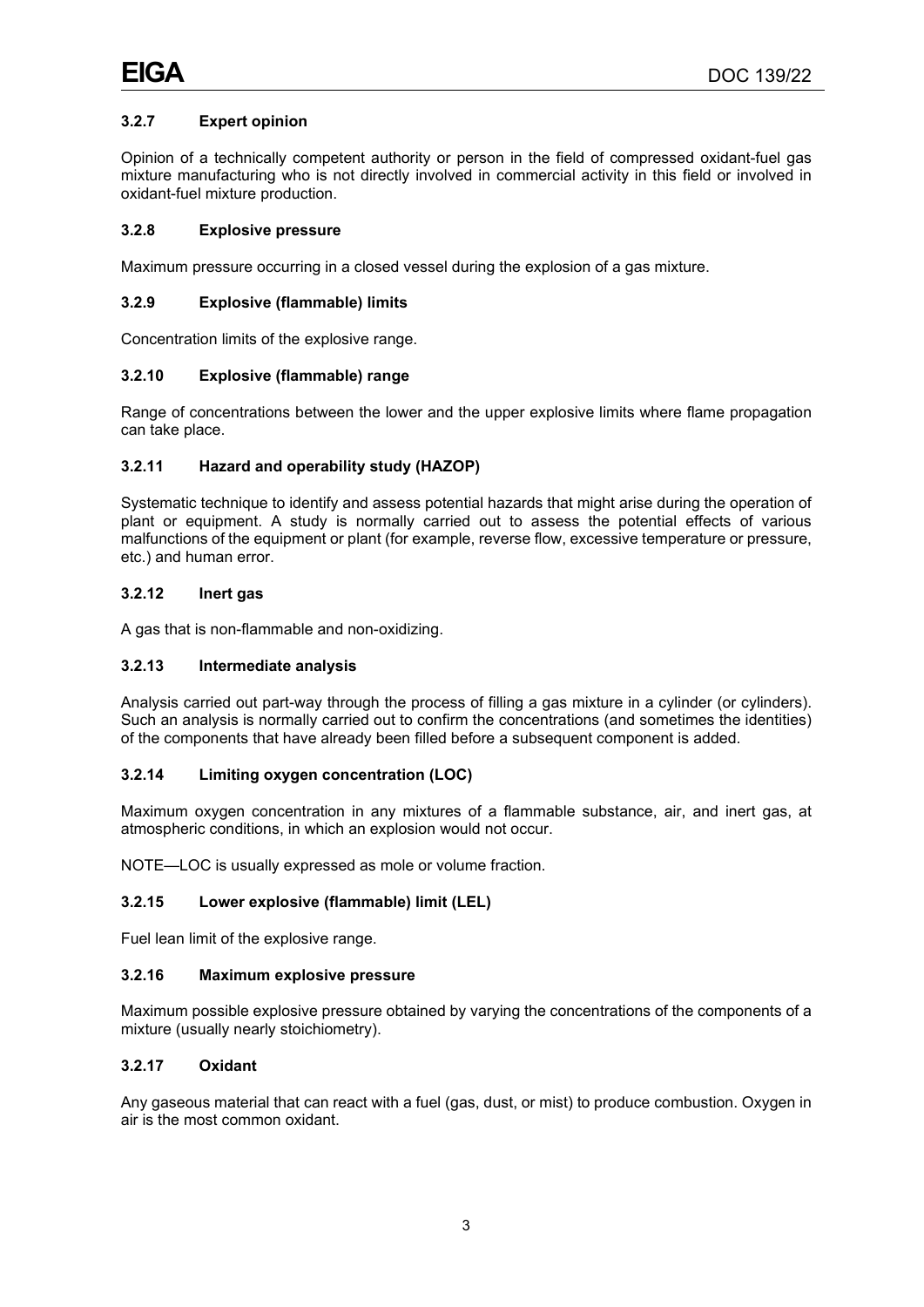### 3.2.7 Expert opinion

Opinion of a technically competent authority or person in the field of compressed oxidant-fuel gas mixture manufacturing who is not directly involved in commercial activity in this field or involved in oxidant-fuel mixture production.

### 3.2.8 Explosive pressure

Maximum pressure occurring in a closed vessel during the explosion of a gas mixture.

### 3.2.9 Explosive (flammable) limits

Concentration limits of the explosive range.

### 3.2.10 Explosive (flammable) range

Range of concentrations between the lower and the upper explosive limits where flame propagation can take place.

### 3.2.11 Hazard and operability study (HAZOP)

Systematic technique to identify and assess potential hazards that might arise during the operation of plant or equipment. A study is normally carried out to assess the potential effects of various malfunctions of the equipment or plant (for example, reverse flow, excessive temperature or pressure, etc.) and human error.

### 3.2.12 Inert gas

A gas that is non-flammable and non-oxidizing.

### 3.2.13 Intermediate analysis

Analysis carried out part-way through the process of filling a gas mixture in a cylinder (or cylinders). Such an analysis is normally carried out to confirm the concentrations (and sometimes the identities) of the components that have already been filled before a subsequent component is added.

### 3.2.14 Limiting oxygen concentration (LOC)

Maximum oxygen concentration in any mixtures of a flammable substance, air, and inert gas, at atmospheric conditions, in which an explosion would not occur.

NOTE—LOC is usually expressed as mole or volume fraction.

### 3.2.15 Lower explosive (flammable) limit (LEL)

Fuel lean limit of the explosive range.

### 3.2.16 Maximum explosive pressure

Maximum possible explosive pressure obtained by varying the concentrations of the components of a mixture (usually nearly stoichiometry).

### 3.2.17 Oxidant

Any gaseous material that can react with a fuel (gas, dust, or mist) to produce combustion. Oxygen in air is the most common oxidant.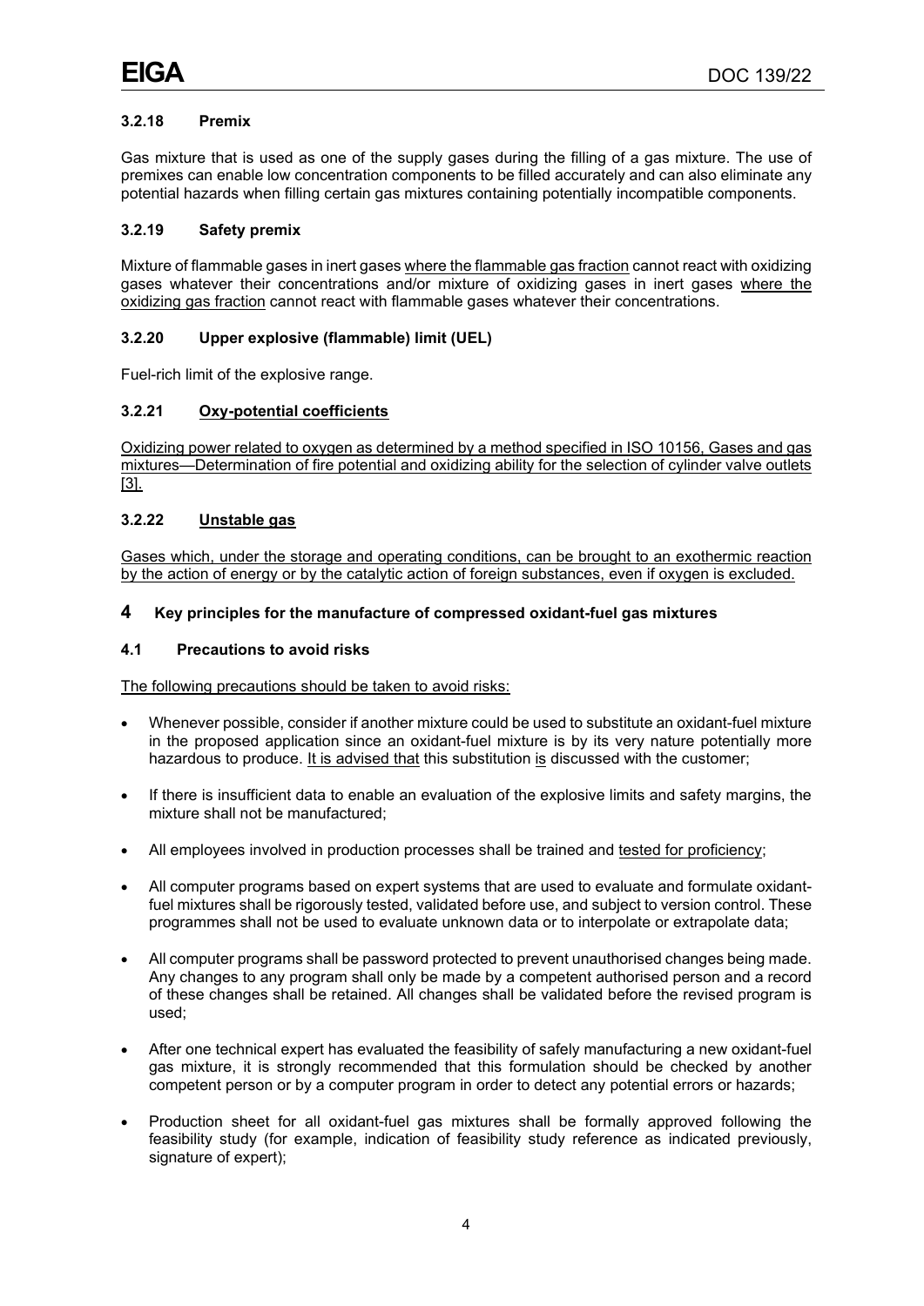### 3.2.18 Premix

Gas mixture that is used as one of the supply gases during the filling of a gas mixture. The use of premixes can enable low concentration components to be filled accurately and can also eliminate any potential hazards when filling certain gas mixtures containing potentially incompatible components.

### 3.2.19 Safety premix

Mixture of flammable gases in inert gases where the flammable gas fraction cannot react with oxidizing gases whatever their concentrations and/or mixture of oxidizing gases in inert gases where the oxidizing gas fraction cannot react with flammable gases whatever their concentrations.

### 3.2.20 Upper explosive (flammable) limit (UEL)

Fuel-rich limit of the explosive range.

### 3.2.21 Oxy-potential coefficients

Oxidizing power related to oxygen as determined by a method specified in ISO 10156, Gases and gas mixtures—Determination of fire potential and oxidizing ability for the selection of cylinder valve outlets [3].

### 3.2.22 Unstable gas

Gases which, under the storage and operating conditions, can be brought to an exothermic reaction by the action of energy or by the catalytic action of foreign substances, even if oxygen is excluded.

# 4 Key principles for the manufacture of compressed oxidant-fuel gas mixtures

## 4.1 Precautions to avoid risks

The following precautions should be taken to avoid risks:

- Whenever possible, consider if another mixture could be used to substitute an oxidant-fuel mixture in the proposed application since an oxidant-fuel mixture is by its very nature potentially more hazardous to produce. It is advised that this substitution is discussed with the customer;
- If there is insufficient data to enable an evaluation of the explosive limits and safety margins, the mixture shall not be manufactured;
- All employees involved in production processes shall be trained and tested for proficiency;
- All computer programs based on expert systems that are used to evaluate and formulate oxidant-fuel mixtures shall be rigorously tested, validated before use, and subject to version control. These programmes shall not be used to evaluate unknown data or to interpolate or extrapolate data;
- All computer programs shall be password protected to prevent unauthorised changes being made. Any changes to any program shall only be made by a competent authorised person and a record of these changes shall be retained. All changes shall be validated before the revised program is used;
- After one technical expert has evaluated the feasibility of safely manufacturing a new oxidant-fuel gas mixture, it is strongly recommended that this formulation should be checked by another competent person or by a computer program in order to detect any potential errors or hazards;
- Production sheet for all oxidant-fuel gas mixtures shall be formally approved following the feasibility study (for example, indication of feasibility study reference as indicated previously, signature of expert);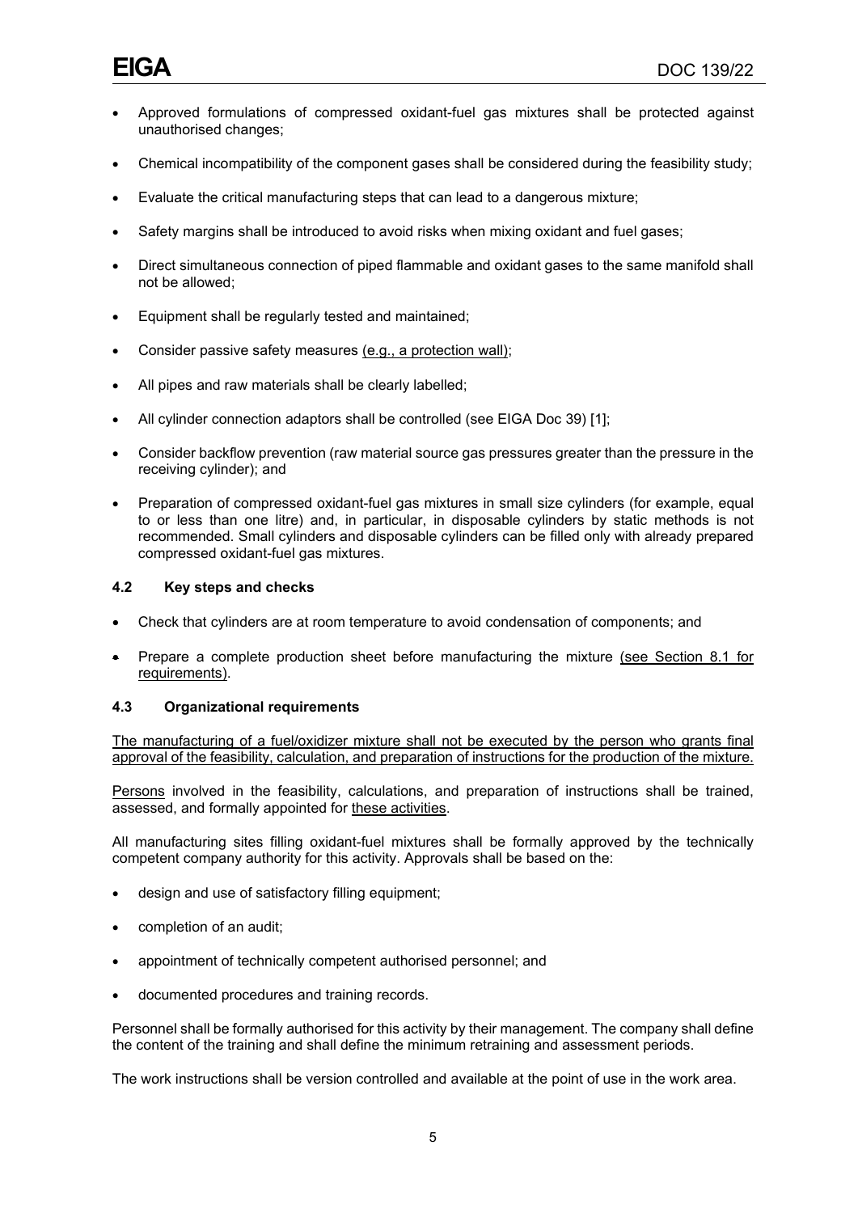- Approved formulations of compressed oxidant-fuel gas mixtures shall be protected against unauthorised changes;
- Chemical incompatibility of the component gases shall be considered during the feasibility study;
- Evaluate the critical manufacturing steps that can lead to a dangerous mixture;
- Safety margins shall be introduced to avoid risks when mixing oxidant and fuel gases;
- Direct simultaneous connection of piped flammable and oxidant gases to the same manifold shall not be allowed;
- Equipment shall be regularly tested and maintained;
- Consider passive safety measures (e.g., a protection wall);
- All pipes and raw materials shall be clearly labelled;
- All cylinder connection adaptors shall be controlled (see EIGA Doc 39) [1];
- Consider backflow prevention (raw material source gas pressures greater than the pressure in the receiving cylinder); and
- Preparation of compressed oxidant-fuel gas mixtures in small size cylinders (for example, equal to or less than one litre) and, in particular, in disposable cylinders by static methods is not recommended. Small cylinders and disposable cylinders can be filled only with already prepared compressed oxidant-fuel gas mixtures.

### 4.2 Key steps and checks

- Check that cylinders are at room temperature to avoid condensation of components; and
- Prepare a complete production sheet before manufacturing the mixture (see Section 8.1 for requirements).

### 4.3 Organizational requirements

The manufacturing of a fuel/oxidizer mixture shall not be executed by the person who grants final approval of the feasibility, calculation, and preparation of instructions for the production of the mixture.

Persons involved in the feasibility, calculations, and preparation of instructions shall be trained, assessed, and formally appointed for these activities.

All manufacturing sites filling oxidant-fuel mixtures shall be formally approved by the technically competent company authority for this activity. Approvals shall be based on the:

- design and use of satisfactory filling equipment;
- completion of an audit;
- appointment of technically competent authorised personnel; and
- documented procedures and training records.

Personnel shall be formally authorised for this activity by their management. The company shall define the content of the training and shall define the minimum retraining and assessment periods.

The work instructions shall be version controlled and available at the point of use in the work area.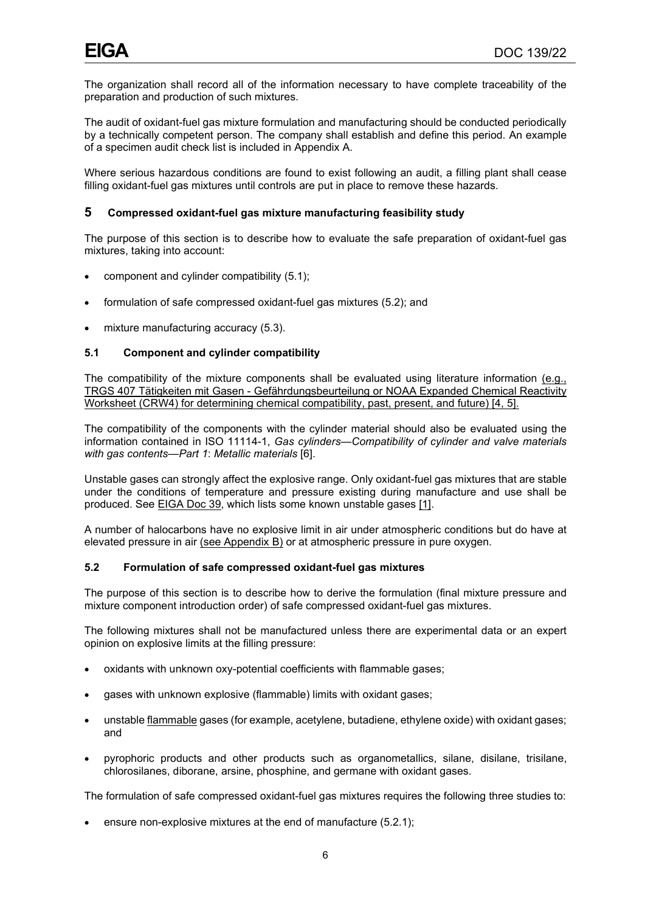The organization shall record all of the information necessary to have complete traceability of the preparation and production of such mixtures.

The audit of oxidant-fuel gas mixture formulation and manufacturing should be conducted periodically by a technically competent person. The company shall establish and define this period. An example of a specimen audit check list is included in Appendix A.

Where serious hazardous conditions are found to exist following an audit, a filling plant shall cease filling oxidant-fuel gas mixtures until controls are put in place to remove these hazards.

## 5 Compressed oxidant-fuel gas mixture manufacturing feasibility study

The purpose of this section is to describe how to evaluate the safe preparation of oxidant-fuel gas mixtures, taking into account:

- component and cylinder compatibility (5.1);
- formulation of safe compressed oxidant-fuel gas mixtures (5.2); and
- mixture manufacturing accuracy (5.3).

### 5.1 Component and cylinder compatibility

The compatibility of the mixture components shall be evaluated using literature information (e.g., TRGS 407 Tätigkeiten mit Gasen - Gefährdungsbeurteilung or NOAA Expanded Chemical Reactivity Worksheet (CRW4) for determining chemical compatibility, past, present, and future) [4, 5].

The compatibility of the components with the cylinder material should also be evaluated using the information contained in ISO 11114-1, *Gas cylinders—Compatibility of cylinder and valve materials with gas contents—Part 1*: *Metallic materials* [6].

Unstable gases can strongly affect the explosive range. Only oxidant-fuel gas mixtures that are stable under the conditions of temperature and pressure existing during manufacture and use shall be produced. See EIGA Doc 39, which lists some known unstable gases [1].

A number of halocarbons have no explosive limit in air under atmospheric conditions but do have at elevated pressure in air (see Appendix B) or at atmospheric pressure in pure oxygen.

### 5.2 Formulation of safe compressed oxidant-fuel gas mixtures

The purpose of this section is to describe how to derive the formulation (final mixture pressure and mixture component introduction order) of safe compressed oxidant-fuel gas mixtures.

The following mixtures shall not be manufactured unless there are experimental data or an expert opinion on explosive limits at the filling pressure:

- oxidants with unknown oxy-potential coefficients with flammable gases;
- gases with unknown explosive (flammable) limits with oxidant gases;
- unstable flammable gases (for example, acetylene, butadiene, ethylene oxide) with oxidant gases; and
- pyrophoric products and other products such as organometallics, silane, disilane, trisilane, chlorosilanes, diborane, arsine, phosphine, and germane with oxidant gases.

The formulation of safe compressed oxidant-fuel gas mixtures requires the following three studies to:

- ensure non-explosive mixtures at the end of manufacture (5.2.1);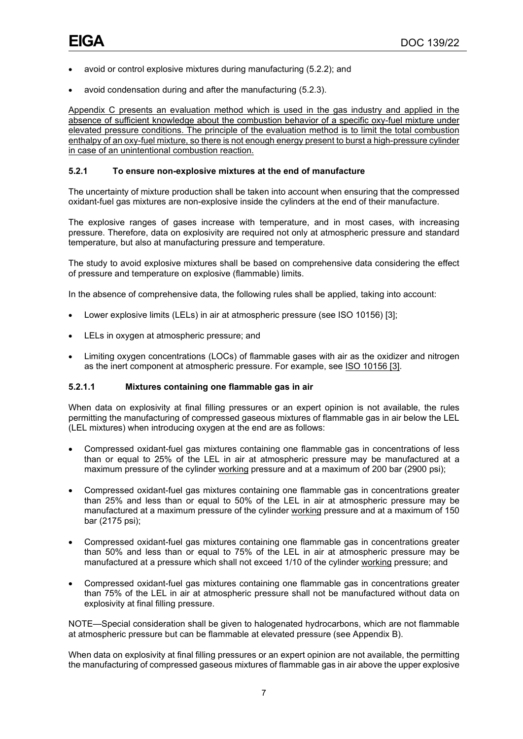- avoid or control explosive mixtures during manufacturing (5.2.2); and
- avoid condensation during and after the manufacturing (5.2.3).

Appendix C presents an evaluation method which is used in the gas industry and applied in the absence of sufficient knowledge about the combustion behavior of a specific oxy-fuel mixture under elevated pressure conditions. The principle of the evaluation method is to limit the total combustion enthalpy of an oxy-fuel mixture, so there is not enough energy present to burst a high-pressure cylinder in case of an unintentional combustion reaction.

### 5.2.1 To ensure non-explosive mixtures at the end of manufacture

The uncertainty of mixture production shall be taken into account when ensuring that the compressed oxidant-fuel gas mixtures are non-explosive inside the cylinders at the end of their manufacture.

The explosive ranges of gases increase with temperature, and in most cases, with increasing pressure. Therefore, data on explosivity are required not only at atmospheric pressure and standard temperature, but also at manufacturing pressure and temperature.

The study to avoid explosive mixtures shall be based on comprehensive data considering the effect of pressure and temperature on explosive (flammable) limits.

In the absence of comprehensive data, the following rules shall be applied, taking into account:

- Lower explosive limits (LELs) in air at atmospheric pressure (see ISO 10156) [3];
- LELs in oxygen at atmospheric pressure; and
- Limiting oxygen concentrations (LOCs) of flammable gases with air as the oxidizer and nitrogen as the inert component at atmospheric pressure. For example, see ISO 10156 [3].

#### 5.2.1.1 Mixtures containing one flammable gas in air

When data on explosivity at final filling pressures or an expert opinion is not available, the rules permitting the manufacturing of compressed gaseous mixtures of flammable gas in air below the LEL (LEL mixtures) when introducing oxygen at the end are as follows:

- Compressed oxidant-fuel gas mixtures containing one flammable gas in concentrations of less than or equal to 25% of the LEL in air at atmospheric pressure may be manufactured at a maximum pressure of the cylinder working pressure and at a maximum of 200 bar (2900 psi);
- Compressed oxidant-fuel gas mixtures containing one flammable gas in concentrations greater than 25% and less than or equal to 50% of the LEL in air at atmospheric pressure may be manufactured at a maximum pressure of the cylinder working pressure and at a maximum of 150 bar (2175 psi);
- Compressed oxidant-fuel gas mixtures containing one flammable gas in concentrations greater than 50% and less than or equal to 75% of the LEL in air at atmospheric pressure may be manufactured at a pressure which shall not exceed 1/10 of the cylinder working pressure; and
- Compressed oxidant-fuel gas mixtures containing one flammable gas in concentrations greater than 75% of the LEL in air at atmospheric pressure shall not be manufactured without data on explosivity at final filling pressure.

NOTE—Special consideration shall be given to halogenated hydrocarbons, which are not flammable at atmospheric pressure but can be flammable at elevated pressure (see Appendix B).

When data on explosivity at final filling pressures or an expert opinion are not available, the permitting the manufacturing of compressed gaseous mixtures of flammable gas in air above the upper explosive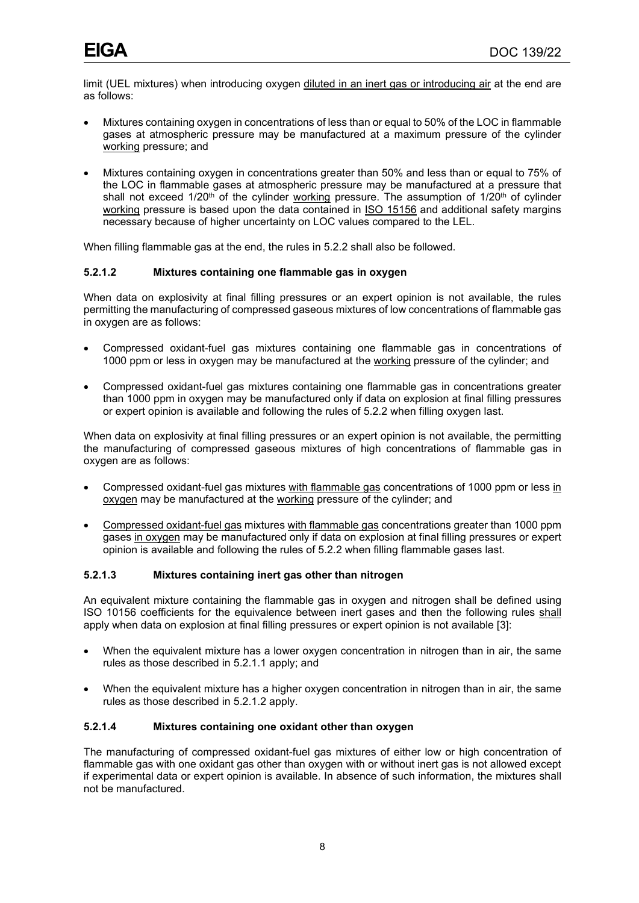limit (UEL mixtures) when introducing oxygen diluted in an inert gas or introducing air at the end are as follows:

- Mixtures containing oxygen in concentrations of less than or equal to 50% of the LOC in flammable gases at atmospheric pressure may be manufactured at a maximum pressure of the cylinder working pressure; and
- Mixtures containing oxygen in concentrations greater than 50% and less than or equal to 75% of the LOC in flammable gases at atmospheric pressure may be manufactured at a pressure that shall not exceed 1/20th of the cylinder working pressure. The assumption of 1/20th of cylinder working pressure is based upon the data contained in ISO 15156 and additional safety margins necessary because of higher uncertainty on LOC values compared to the LEL.

When filling flammable gas at the end, the rules in 5.2.2 shall also be followed.

#### 5.2.1.2 Mixtures containing one flammable gas in oxygen

When data on explosivity at final filling pressures or an expert opinion is not available, the rules permitting the manufacturing of compressed gaseous mixtures of low concentrations of flammable gas in oxygen are as follows:

- Compressed oxidant-fuel gas mixtures containing one flammable gas in concentrations of 1000 ppm or less in oxygen may be manufactured at the working pressure of the cylinder; and
- Compressed oxidant-fuel gas mixtures containing one flammable gas in concentrations greater than 1000 ppm in oxygen may be manufactured only if data on explosion at final filling pressures or expert opinion is available and following the rules of 5.2.2 when filling oxygen last.

When data on explosivity at final filling pressures or an expert opinion is not available, the permitting the manufacturing of compressed gaseous mixtures of high concentrations of flammable gas in oxygen are as follows:

- Compressed oxidant-fuel gas mixtures with flammable gas concentrations of 1000 ppm or less in oxygen may be manufactured at the working pressure of the cylinder; and
- Compressed oxidant-fuel gas mixtures with flammable gas concentrations greater than 1000 ppm gases in oxygen may be manufactured only if data on explosion at final filling pressures or expert opinion is available and following the rules of 5.2.2 when filling flammable gases last.

#### 5.2.1.3 Mixtures containing inert gas other than nitrogen

An equivalent mixture containing the flammable gas in oxygen and nitrogen shall be defined using ISO 10156 coefficients for the equivalence between inert gases and then the following rules shall apply when data on explosion at final filling pressures or expert opinion is not available [3]:

- When the equivalent mixture has a lower oxygen concentration in nitrogen than in air, the same rules as those described in 5.2.1.1 apply; and
- When the equivalent mixture has a higher oxygen concentration in nitrogen than in air, the same rules as those described in 5.2.1.2 apply.

#### 5.2.1.4 Mixtures containing one oxidant other than oxygen

The manufacturing of compressed oxidant-fuel gas mixtures of either low or high concentration of flammable gas with one oxidant gas other than oxygen with or without inert gas is not allowed except if experimental data or expert opinion is available. In absence of such information, the mixtures shall not be manufactured.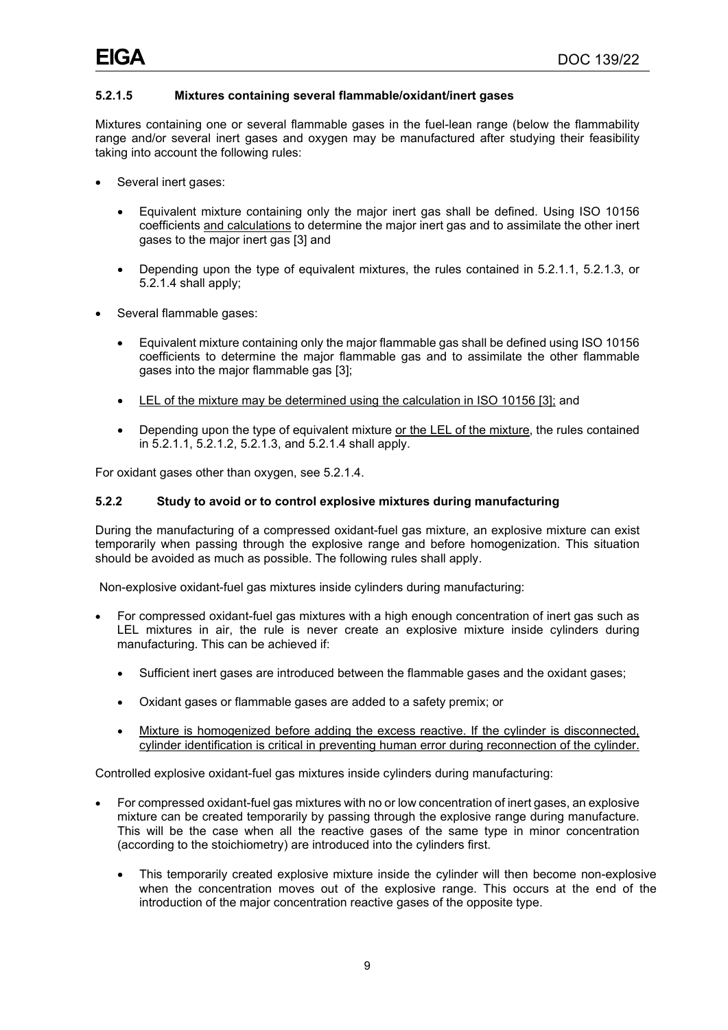#### 5.2.1.5 Mixtures containing several flammable/oxidant/inert gases

Mixtures containing one or several flammable gases in the fuel-lean range (below the flammability range and/or several inert gases and oxygen may be manufactured after studying their feasibility taking into account the following rules:

- Several inert gases:
  - Equivalent mixture containing only the major inert gas shall be defined. Using ISO 10156 coefficients and calculations to determine the major inert gas and to assimilate the other inert gases to the major inert gas [3] and
  - Depending upon the type of equivalent mixtures, the rules contained in 5.2.1.1, 5.2.1.3, or 5.2.1.4 shall apply;
- Several flammable gases:
  - Equivalent mixture containing only the major flammable gas shall be defined using ISO 10156 coefficients to determine the major flammable gas and to assimilate the other flammable gases into the major flammable gas [3];
  - LEL of the mixture may be determined using the calculation in ISO 10156 [3]; and
  - Depending upon the type of equivalent mixture or the LEL of the mixture, the rules contained in 5.2.1.1, 5.2.1.2, 5.2.1.3, and 5.2.1.4 shall apply.

For oxidant gases other than oxygen, see 5.2.1.4.

### 5.2.2 Study to avoid or to control explosive mixtures during manufacturing

During the manufacturing of a compressed oxidant-fuel gas mixture, an explosive mixture can exist temporarily when passing through the explosive range and before homogenization. This situation should be avoided as much as possible. The following rules shall apply.

Non-explosive oxidant-fuel gas mixtures inside cylinders during manufacturing:

- For compressed oxidant-fuel gas mixtures with a high enough concentration of inert gas such as LEL mixtures in air, the rule is never create an explosive mixture inside cylinders during manufacturing. This can be achieved if:
  - Sufficient inert gases are introduced between the flammable gases and the oxidant gases;
  - Oxidant gases or flammable gases are added to a safety premix; or
  - Mixture is homogenized before adding the excess reactive. If the cylinder is disconnected, cylinder identification is critical in preventing human error during reconnection of the cylinder.

Controlled explosive oxidant-fuel gas mixtures inside cylinders during manufacturing:

- For compressed oxidant-fuel gas mixtures with no or low concentration of inert gases, an explosive mixture can be created temporarily by passing through the explosive range during manufacture. This will be the case when all the reactive gases of the same type in minor concentration (according to the stoichiometry) are introduced into the cylinders first.
  - This temporarily created explosive mixture inside the cylinder will then become non-explosive when the concentration moves out of the explosive range. This occurs at the end of the introduction of the major concentration reactive gases of the opposite type.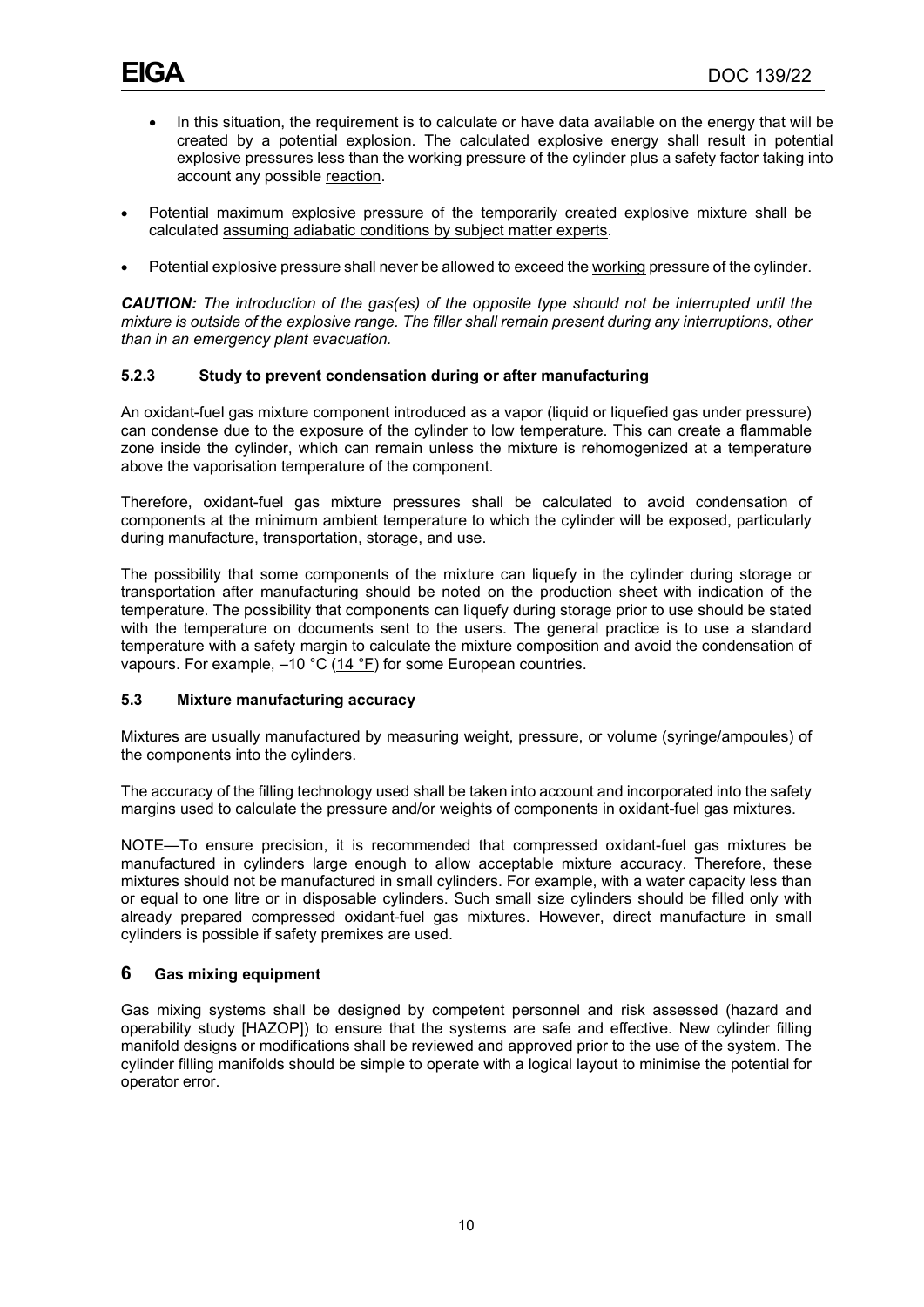- In this situation, the requirement is to calculate or have data available on the energy that will be created by a potential explosion. The calculated explosive energy shall result in potential explosive pressures less than the working pressure of the cylinder plus a safety factor taking into account any possible reaction.

- Potential maximum explosive pressure of the temporarily created explosive mixture shall be calculated assuming adiabatic conditions by subject matter experts.

- Potential explosive pressure shall never be allowed to exceed the working pressure of the cylinder.

***CAUTION:*** *The introduction of the gas(es) of the opposite type should not be interrupted until the mixture is outside of the explosive range. The filler shall remain present during any interruptions, other than in an emergency plant evacuation.*

### 5.2.3 Study to prevent condensation during or after manufacturing

An oxidant-fuel gas mixture component introduced as a vapor (liquid or liquefied gas under pressure) can condense due to the exposure of the cylinder to low temperature. This can create a flammable zone inside the cylinder, which can remain unless the mixture is rehomogenized at a temperature above the vaporisation temperature of the component.

Therefore, oxidant-fuel gas mixture pressures shall be calculated to avoid condensation of components at the minimum ambient temperature to which the cylinder will be exposed, particularly during manufacture, transportation, storage, and use.

The possibility that some components of the mixture can liquefy in the cylinder during storage or transportation after manufacturing should be noted on the production sheet with indication of the temperature. The possibility that components can liquefy during storage prior to use should be stated with the temperature on documents sent to the users. The general practice is to use a standard temperature with a safety margin to calculate the mixture composition and avoid the condensation of vapours. For example, –10 °C (14 °F) for some European countries.

### 5.3 Mixture manufacturing accuracy

Mixtures are usually manufactured by measuring weight, pressure, or volume (syringe/ampoules) of the components into the cylinders.

The accuracy of the filling technology used shall be taken into account and incorporated into the safety margins used to calculate the pressure and/or weights of components in oxidant-fuel gas mixtures.

NOTE—To ensure precision, it is recommended that compressed oxidant-fuel gas mixtures be manufactured in cylinders large enough to allow acceptable mixture accuracy. Therefore, these mixtures should not be manufactured in small cylinders. For example, with a water capacity less than or equal to one litre or in disposable cylinders. Such small size cylinders should be filled only with already prepared compressed oxidant-fuel gas mixtures. However, direct manufacture in small cylinders is possible if safety premixes are used.

## 6 Gas mixing equipment

Gas mixing systems shall be designed by competent personnel and risk assessed (hazard and operability study [HAZOP]) to ensure that the systems are safe and effective. New cylinder filling manifold designs or modifications shall be reviewed and approved prior to the use of the system. The cylinder filling manifolds should be simple to operate with a logical layout to minimise the potential for operator error.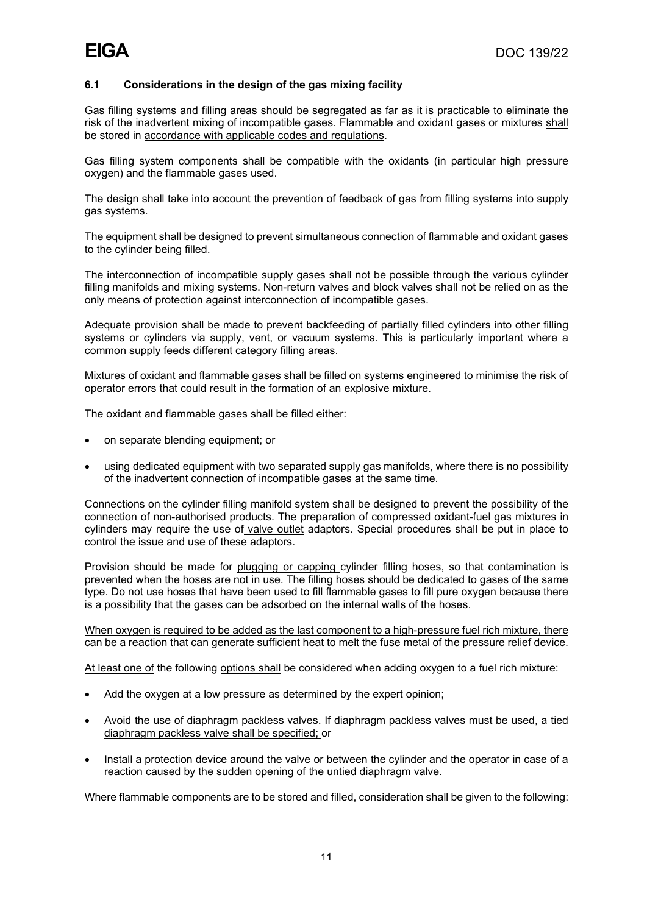### 6.1 Considerations in the design of the gas mixing facility

Gas filling systems and filling areas should be segregated as far as it is practicable to eliminate the risk of the inadvertent mixing of incompatible gases. Flammable and oxidant gases or mixtures shall be stored in accordance with applicable codes and regulations.

Gas filling system components shall be compatible with the oxidants (in particular high pressure oxygen) and the flammable gases used.

The design shall take into account the prevention of feedback of gas from filling systems into supply gas systems.

The equipment shall be designed to prevent simultaneous connection of flammable and oxidant gases to the cylinder being filled.

The interconnection of incompatible supply gases shall not be possible through the various cylinder filling manifolds and mixing systems. Non-return valves and block valves shall not be relied on as the only means of protection against interconnection of incompatible gases.

Adequate provision shall be made to prevent backfeeding of partially filled cylinders into other filling systems or cylinders via supply, vent, or vacuum systems. This is particularly important where a common supply feeds different category filling areas.

Mixtures of oxidant and flammable gases shall be filled on systems engineered to minimise the risk of operator errors that could result in the formation of an explosive mixture.

The oxidant and flammable gases shall be filled either:

- on separate blending equipment; or
- using dedicated equipment with two separated supply gas manifolds, where there is no possibility of the inadvertent connection of incompatible gases at the same time.

Connections on the cylinder filling manifold system shall be designed to prevent the possibility of the connection of non-authorised products. The preparation of compressed oxidant-fuel gas mixtures in cylinders may require the use of valve outlet adaptors. Special procedures shall be put in place to control the issue and use of these adaptors.

Provision should be made for plugging or capping cylinder filling hoses, so that contamination is prevented when the hoses are not in use. The filling hoses should be dedicated to gases of the same type. Do not use hoses that have been used to fill flammable gases to fill pure oxygen because there is a possibility that the gases can be adsorbed on the internal walls of the hoses.

When oxygen is required to be added as the last component to a high-pressure fuel rich mixture, there can be a reaction that can generate sufficient heat to melt the fuse metal of the pressure relief device.

At least one of the following options shall be considered when adding oxygen to a fuel rich mixture:

- Add the oxygen at a low pressure as determined by the expert opinion;
- Avoid the use of diaphragm packless valves. If diaphragm packless valves must be used, a tied diaphragm packless valve shall be specified; or
- Install a protection device around the valve or between the cylinder and the operator in case of a reaction caused by the sudden opening of the untied diaphragm valve.

Where flammable components are to be stored and filled, consideration shall be given to the following: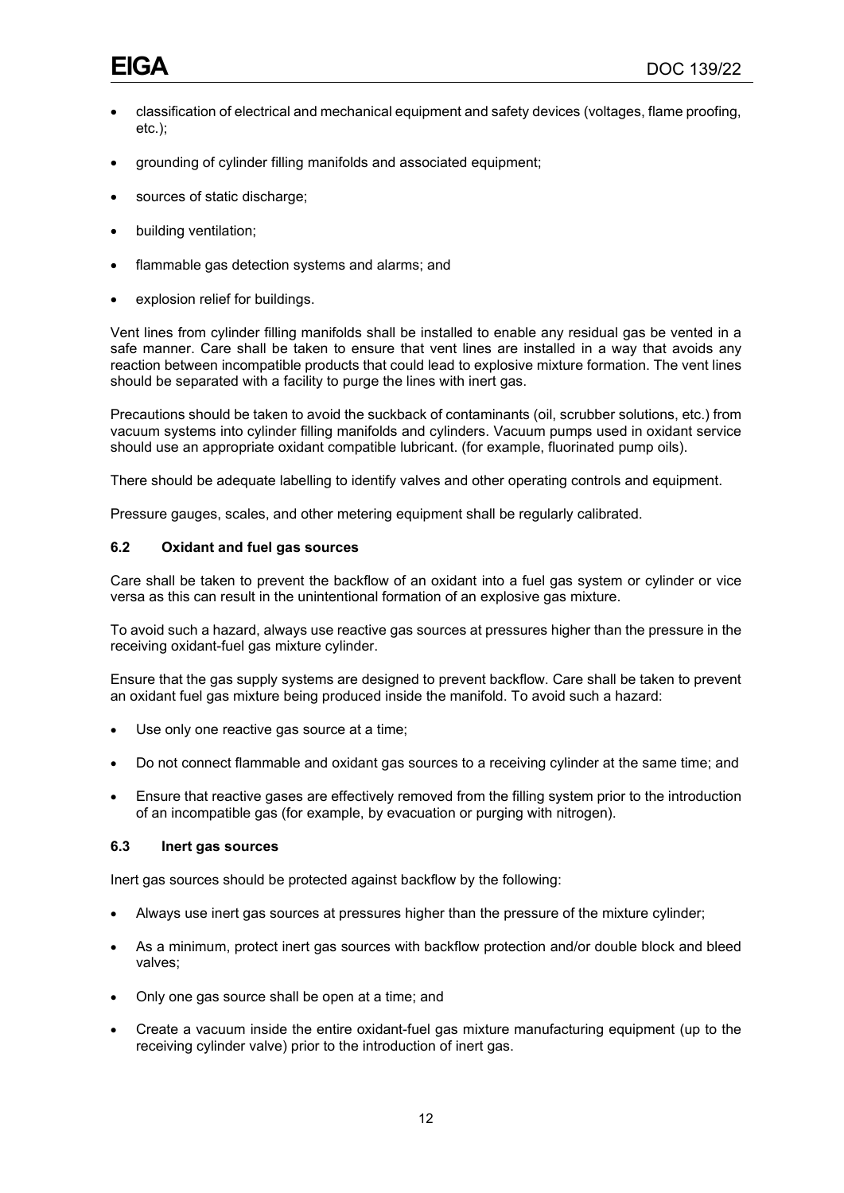- classification of electrical and mechanical equipment and safety devices (voltages, flame proofing, etc.);
- grounding of cylinder filling manifolds and associated equipment;
- sources of static discharge;
- building ventilation;
- flammable gas detection systems and alarms; and
- explosion relief for buildings.

Vent lines from cylinder filling manifolds shall be installed to enable any residual gas be vented in a safe manner. Care shall be taken to ensure that vent lines are installed in a way that avoids any reaction between incompatible products that could lead to explosive mixture formation. The vent lines should be separated with a facility to purge the lines with inert gas.

Precautions should be taken to avoid the suckback of contaminants (oil, scrubber solutions, etc.) from vacuum systems into cylinder filling manifolds and cylinders. Vacuum pumps used in oxidant service should use an appropriate oxidant compatible lubricant. (for example, fluorinated pump oils).

There should be adequate labelling to identify valves and other operating controls and equipment.

Pressure gauges, scales, and other metering equipment shall be regularly calibrated.

### 6.2 Oxidant and fuel gas sources

Care shall be taken to prevent the backflow of an oxidant into a fuel gas system or cylinder or vice versa as this can result in the unintentional formation of an explosive gas mixture.

To avoid such a hazard, always use reactive gas sources at pressures higher than the pressure in the receiving oxidant-fuel gas mixture cylinder.

Ensure that the gas supply systems are designed to prevent backflow. Care shall be taken to prevent an oxidant fuel gas mixture being produced inside the manifold. To avoid such a hazard:

- Use only one reactive gas source at a time;
- Do not connect flammable and oxidant gas sources to a receiving cylinder at the same time; and
- Ensure that reactive gases are effectively removed from the filling system prior to the introduction of an incompatible gas (for example, by evacuation or purging with nitrogen).

### 6.3 Inert gas sources

Inert gas sources should be protected against backflow by the following:

- Always use inert gas sources at pressures higher than the pressure of the mixture cylinder;
- As a minimum, protect inert gas sources with backflow protection and/or double block and bleed valves;
- Only one gas source shall be open at a time; and
- Create a vacuum inside the entire oxidant-fuel gas mixture manufacturing equipment (up to the receiving cylinder valve) prior to the introduction of inert gas.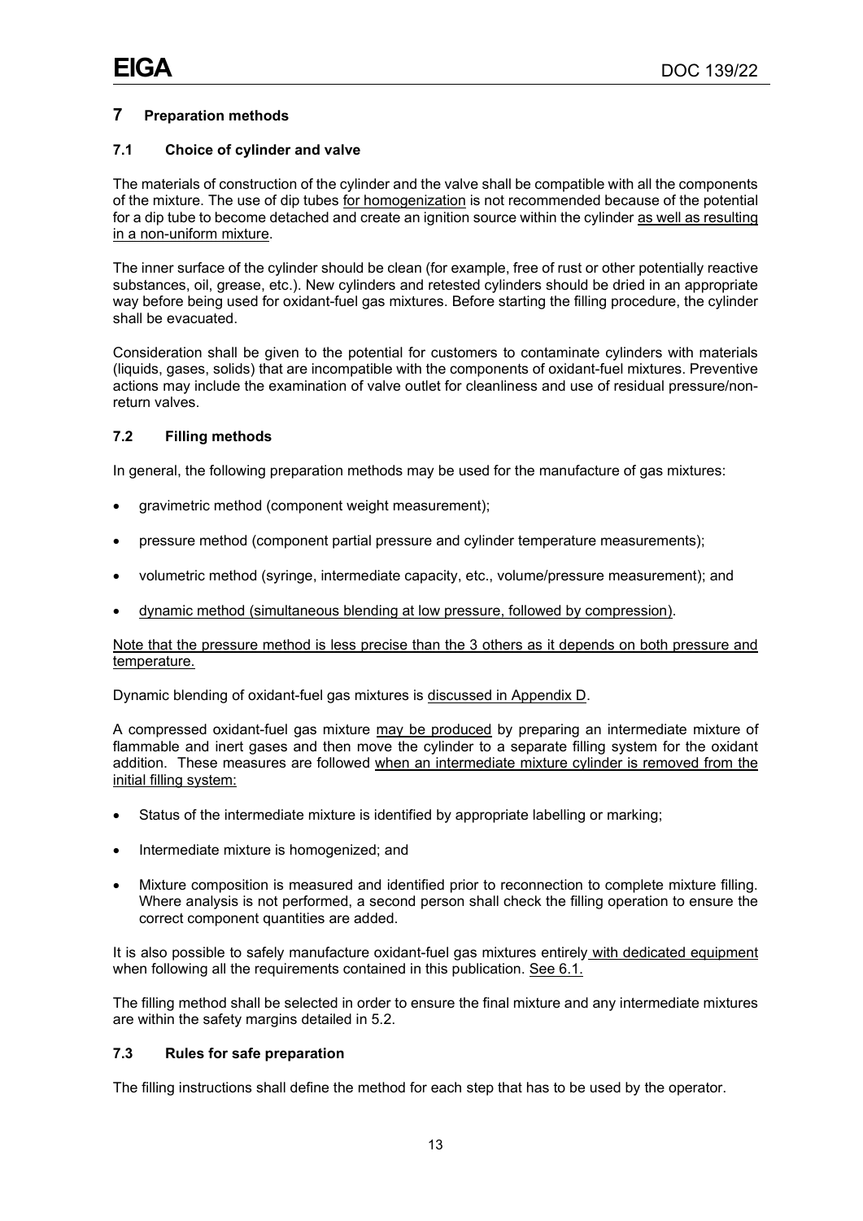## 7 Preparation methods

### 7.1 Choice of cylinder and valve

The materials of construction of the cylinder and the valve shall be compatible with all the components of the mixture. The use of dip tubes for homogenization is not recommended because of the potential for a dip tube to become detached and create an ignition source within the cylinder as well as resulting in a non-uniform mixture.

The inner surface of the cylinder should be clean (for example, free of rust or other potentially reactive substances, oil, grease, etc.). New cylinders and retested cylinders should be dried in an appropriate way before being used for oxidant-fuel gas mixtures. Before starting the filling procedure, the cylinder shall be evacuated.

Consideration shall be given to the potential for customers to contaminate cylinders with materials (liquids, gases, solids) that are incompatible with the components of oxidant-fuel mixtures. Preventive actions may include the examination of valve outlet for cleanliness and use of residual pressure/non-return valves.

### 7.2 Filling methods

In general, the following preparation methods may be used for the manufacture of gas mixtures:

- gravimetric method (component weight measurement);
- pressure method (component partial pressure and cylinder temperature measurements);
- volumetric method (syringe, intermediate capacity, etc., volume/pressure measurement); and
- dynamic method (simultaneous blending at low pressure, followed by compression).

Note that the pressure method is less precise than the 3 others as it depends on both pressure and temperature.

Dynamic blending of oxidant-fuel gas mixtures is discussed in Appendix D.

A compressed oxidant-fuel gas mixture may be produced by preparing an intermediate mixture of flammable and inert gases and then move the cylinder to a separate filling system for the oxidant addition. These measures are followed when an intermediate mixture cylinder is removed from the initial filling system:

- Status of the intermediate mixture is identified by appropriate labelling or marking;
- Intermediate mixture is homogenized; and
- Mixture composition is measured and identified prior to reconnection to complete mixture filling. Where analysis is not performed, a second person shall check the filling operation to ensure the correct component quantities are added.

It is also possible to safely manufacture oxidant-fuel gas mixtures entirely with dedicated equipment when following all the requirements contained in this publication. See 6.1.

The filling method shall be selected in order to ensure the final mixture and any intermediate mixtures are within the safety margins detailed in 5.2.

### 7.3 Rules for safe preparation

The filling instructions shall define the method for each step that has to be used by the operator.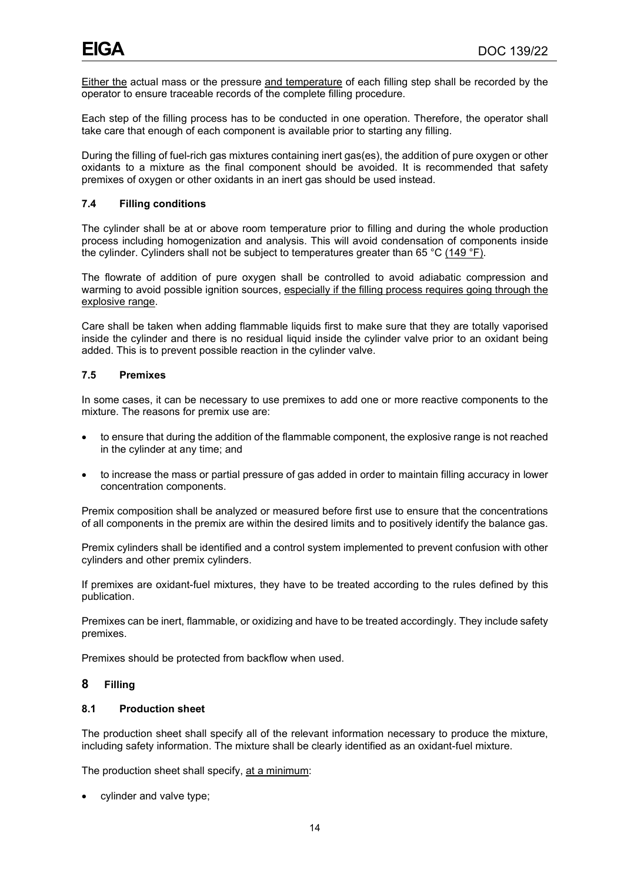Either the actual mass or the pressure and temperature of each filling step shall be recorded by the operator to ensure traceable records of the complete filling procedure.

Each step of the filling process has to be conducted in one operation. Therefore, the operator shall take care that enough of each component is available prior to starting any filling.

During the filling of fuel-rich gas mixtures containing inert gas(es), the addition of pure oxygen or other oxidants to a mixture as the final component should be avoided. It is recommended that safety premixes of oxygen or other oxidants in an inert gas should be used instead.

### 7.4 Filling conditions

The cylinder shall be at or above room temperature prior to filling and during the whole production process including homogenization and analysis. This will avoid condensation of components inside the cylinder. Cylinders shall not be subject to temperatures greater than 65 °C (149 °F).

The flowrate of addition of pure oxygen shall be controlled to avoid adiabatic compression and warming to avoid possible ignition sources, especially if the filling process requires going through the explosive range.

Care shall be taken when adding flammable liquids first to make sure that they are totally vaporised inside the cylinder and there is no residual liquid inside the cylinder valve prior to an oxidant being added. This is to prevent possible reaction in the cylinder valve.

### 7.5 Premixes

In some cases, it can be necessary to use premixes to add one or more reactive components to the mixture. The reasons for premix use are:

- to ensure that during the addition of the flammable component, the explosive range is not reached in the cylinder at any time; and
- to increase the mass or partial pressure of gas added in order to maintain filling accuracy in lower concentration components.

Premix composition shall be analyzed or measured before first use to ensure that the concentrations of all components in the premix are within the desired limits and to positively identify the balance gas.

Premix cylinders shall be identified and a control system implemented to prevent confusion with other cylinders and other premix cylinders.

If premixes are oxidant-fuel mixtures, they have to be treated according to the rules defined by this publication.

Premixes can be inert, flammable, or oxidizing and have to be treated accordingly. They include safety premixes.

Premixes should be protected from backflow when used.

## 8 Filling

### 8.1 Production sheet

The production sheet shall specify all of the relevant information necessary to produce the mixture, including safety information. The mixture shall be clearly identified as an oxidant-fuel mixture.

The production sheet shall specify, at a minimum:

- cylinder and valve type;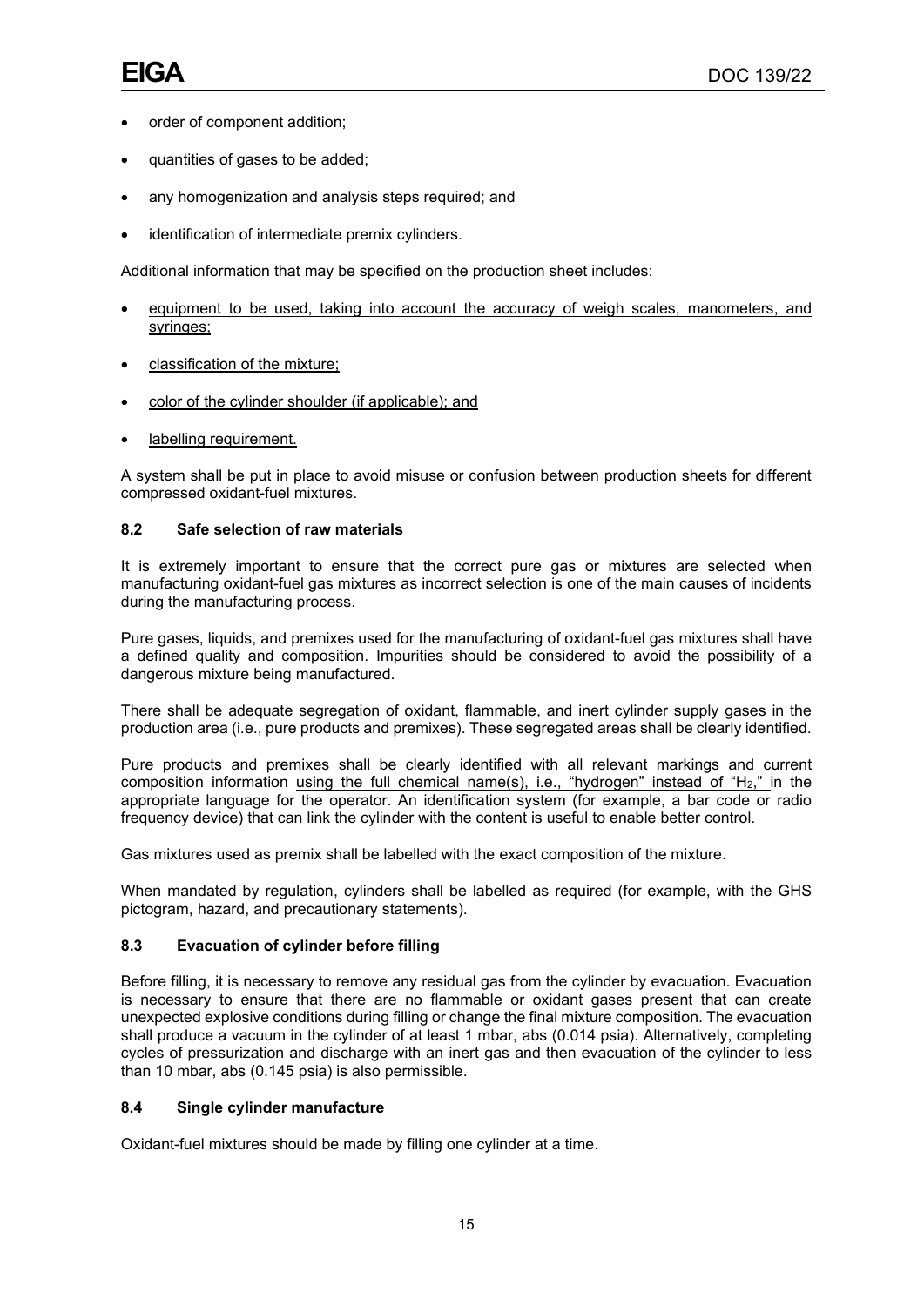- order of component addition;
- quantities of gases to be added;
- any homogenization and analysis steps required; and
- identification of intermediate premix cylinders.

Additional information that may be specified on the production sheet includes:

- equipment to be used, taking into account the accuracy of weigh scales, manometers, and syringes;
- classification of the mixture;
- color of the cylinder shoulder (if applicable); and
- labelling requirement.

A system shall be put in place to avoid misuse or confusion between production sheets for different compressed oxidant-fuel mixtures.

### 8.2 Safe selection of raw materials

It is extremely important to ensure that the correct pure gas or mixtures are selected when manufacturing oxidant-fuel gas mixtures as incorrect selection is one of the main causes of incidents during the manufacturing process.

Pure gases, liquids, and premixes used for the manufacturing of oxidant-fuel gas mixtures shall have a defined quality and composition. Impurities should be considered to avoid the possibility of a dangerous mixture being manufactured.

There shall be adequate segregation of oxidant, flammable, and inert cylinder supply gases in the production area (i.e., pure products and premixes). These segregated areas shall be clearly identified.

Pure products and premixes shall be clearly identified with all relevant markings and current composition information using the full chemical name(s), i.e., "hydrogen" instead of "$H_2$," in the appropriate language for the operator. An identification system (for example, a bar code or radio frequency device) that can link the cylinder with the content is useful to enable better control.

Gas mixtures used as premix shall be labelled with the exact composition of the mixture.

When mandated by regulation, cylinders shall be labelled as required (for example, with the GHS pictogram, hazard, and precautionary statements).

### 8.3 Evacuation of cylinder before filling

Before filling, it is necessary to remove any residual gas from the cylinder by evacuation. Evacuation is necessary to ensure that there are no flammable or oxidant gases present that can create unexpected explosive conditions during filling or change the final mixture composition. The evacuation shall produce a vacuum in the cylinder of at least 1 mbar, abs (0.014 psia). Alternatively, completing cycles of pressurization and discharge with an inert gas and then evacuation of the cylinder to less than 10 mbar, abs (0.145 psia) is also permissible.

### 8.4 Single cylinder manufacture

Oxidant-fuel mixtures should be made by filling one cylinder at a time.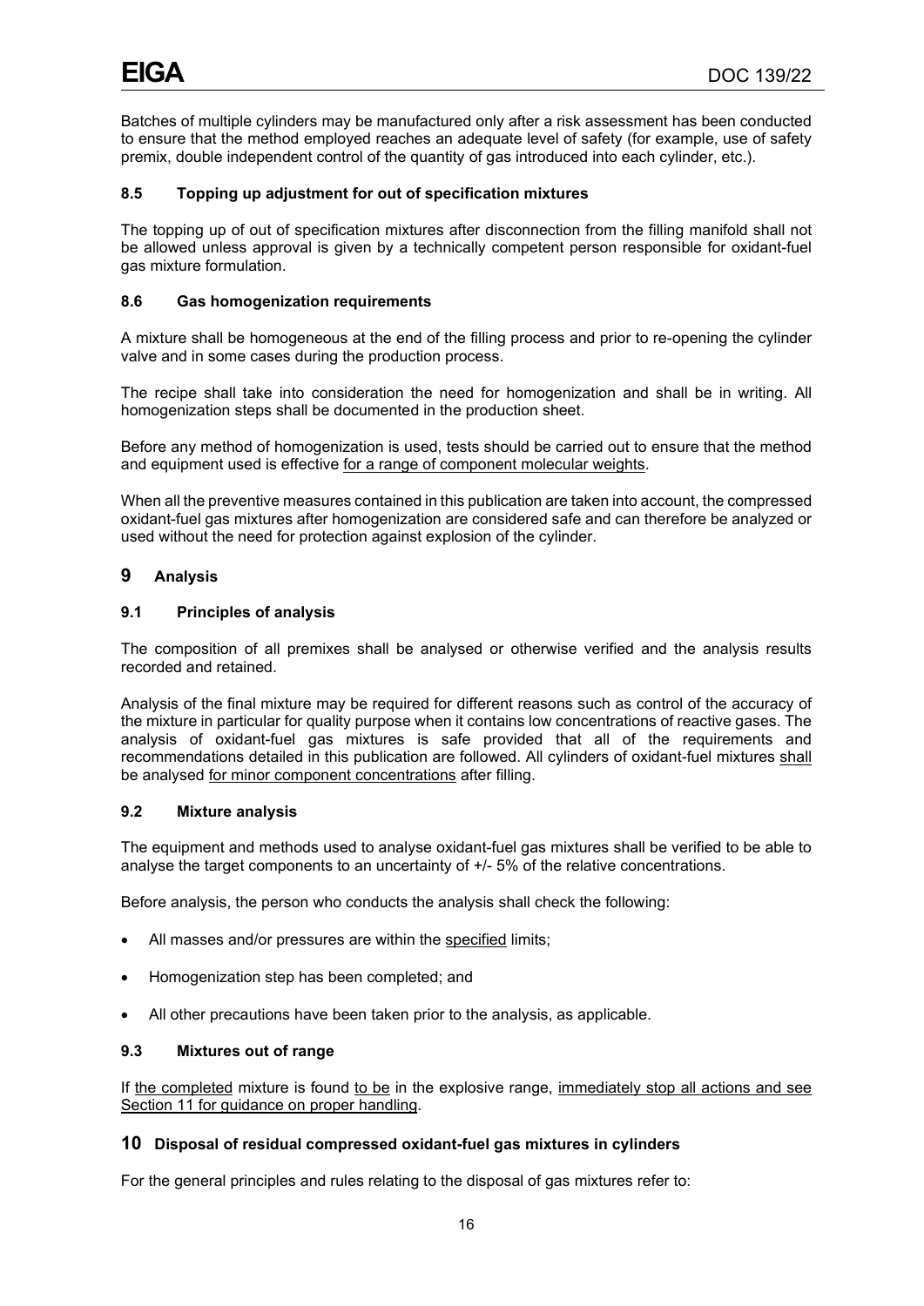Batches of multiple cylinders may be manufactured only after a risk assessment has been conducted to ensure that the method employed reaches an adequate level of safety (for example, use of safety premix, double independent control of the quantity of gas introduced into each cylinder, etc.).

### 8.5 Topping up adjustment for out of specification mixtures

The topping up of out of specification mixtures after disconnection from the filling manifold shall not be allowed unless approval is given by a technically competent person responsible for oxidant-fuel gas mixture formulation.

### 8.6 Gas homogenization requirements

A mixture shall be homogeneous at the end of the filling process and prior to re-opening the cylinder valve and in some cases during the production process.

The recipe shall take into consideration the need for homogenization and shall be in writing. All homogenization steps shall be documented in the production sheet.

Before any method of homogenization is used, tests should be carried out to ensure that the method and equipment used is effective <u>for a range of component molecular weights</u>.

When all the preventive measures contained in this publication are taken into account, the compressed oxidant-fuel gas mixtures after homogenization are considered safe and can therefore be analyzed or used without the need for protection against explosion of the cylinder.

## 9 Analysis

### 9.1 Principles of analysis

The composition of all premixes shall be analysed or otherwise verified and the analysis results recorded and retained.

Analysis of the final mixture may be required for different reasons such as control of the accuracy of the mixture in particular for quality purpose when it contains low concentrations of reactive gases. The analysis of oxidant-fuel gas mixtures is safe provided that all of the requirements and recommendations detailed in this publication are followed. All cylinders of oxidant-fuel mixtures <u>shall</u> be analysed <u>for minor component concentrations</u> after filling.

### 9.2 Mixture analysis

The equipment and methods used to analyse oxidant-fuel gas mixtures shall be verified to be able to analyse the target components to an uncertainty of +/- 5% of the relative concentrations.

Before analysis, the person who conducts the analysis shall check the following:

- All masses and/or pressures are within the <u>specified</u> limits;
- Homogenization step has been completed; and
- All other precautions have been taken prior to the analysis, as applicable.

### 9.3 Mixtures out of range

If <u>the completed</u> mixture is found <u>to be</u> in the explosive range, <u>immediately stop all actions and see Section 11 for guidance on proper handling</u>.

## 10 Disposal of residual compressed oxidant-fuel gas mixtures in cylinders

For the general principles and rules relating to the disposal of gas mixtures refer to: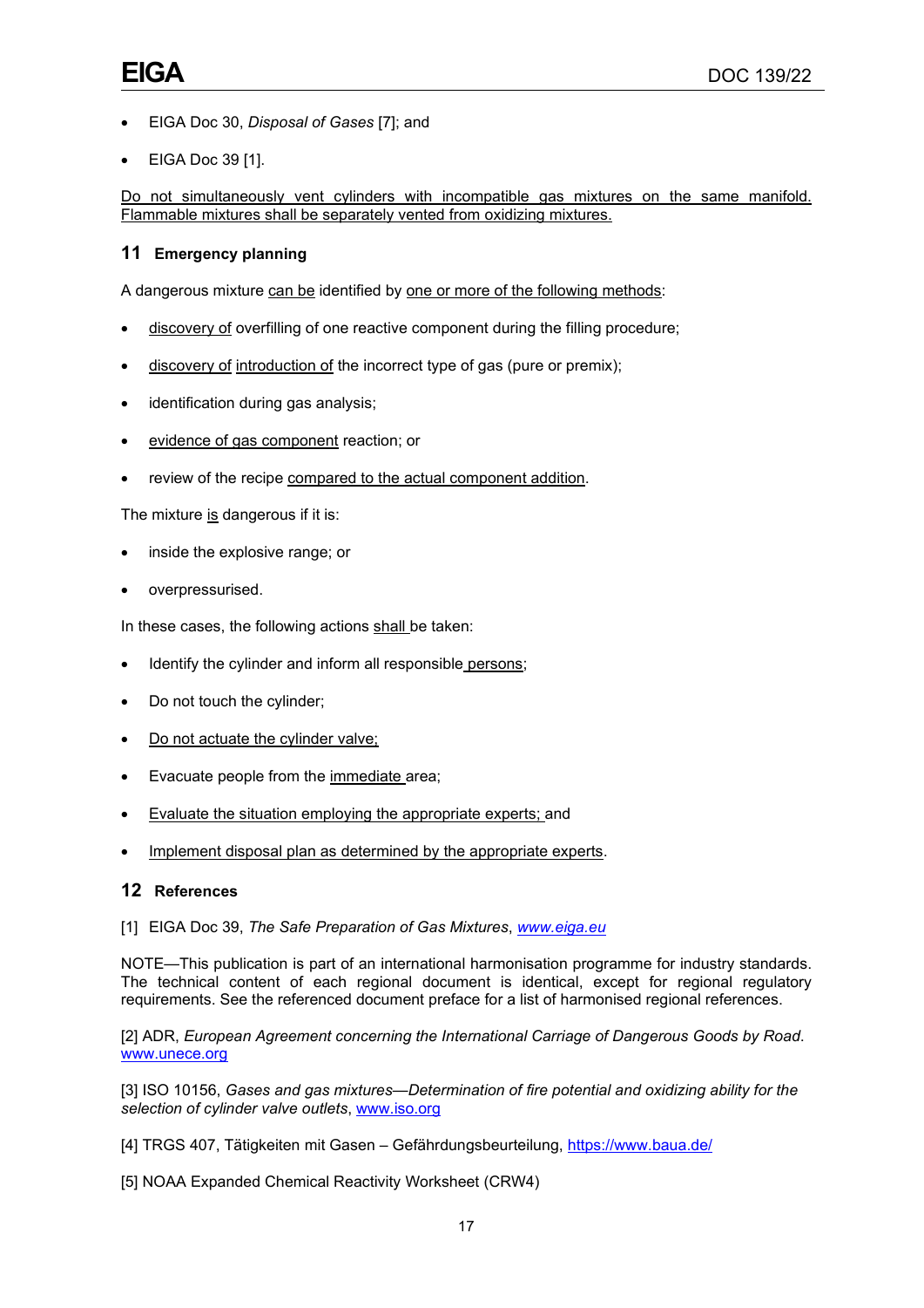- EIGA Doc 30, *Disposal of Gases* [7]; and
- EIGA Doc 39 [1].

Do not simultaneously vent cylinders with incompatible gas mixtures on the same manifold. Flammable mixtures shall be separately vented from oxidizing mixtures.

## 11 Emergency planning

A dangerous mixture can be identified by one or more of the following methods:

- discovery of overfilling of one reactive component during the filling procedure;
- discovery of introduction of the incorrect type of gas (pure or premix);
- identification during gas analysis;
- evidence of gas component reaction; or
- review of the recipe compared to the actual component addition.

The mixture is dangerous if it is:

- inside the explosive range; or
- overpressurised.

In these cases, the following actions shall be taken:

- Identify the cylinder and inform all responsible persons;
- Do not touch the cylinder;
- Do not actuate the cylinder valve;
- Evacuate people from the immediate area;
- Evaluate the situation employing the appropriate experts; and
- Implement disposal plan as determined by the appropriate experts.

## 12 References

[1] EIGA Doc 39, *The Safe Preparation of Gas Mixtures*, *www.eiga.eu*

NOTE—This publication is part of an international harmonisation programme for industry standards. The technical content of each regional document is identical, except for regional regulatory requirements. See the referenced document preface for a list of harmonised regional references.

[2] ADR, *European Agreement concerning the International Carriage of Dangerous Goods by Road*. www.unece.org

[3] ISO 10156, *Gases and gas mixtures—Determination of fire potential and oxidizing ability for the selection of cylinder valve outlets*, www.iso.org

[4] TRGS 407, Tätigkeiten mit Gasen – Gefährdungsbeurteilung, https://www.baua.de/

[5] NOAA Expanded Chemical Reactivity Worksheet (CRW4)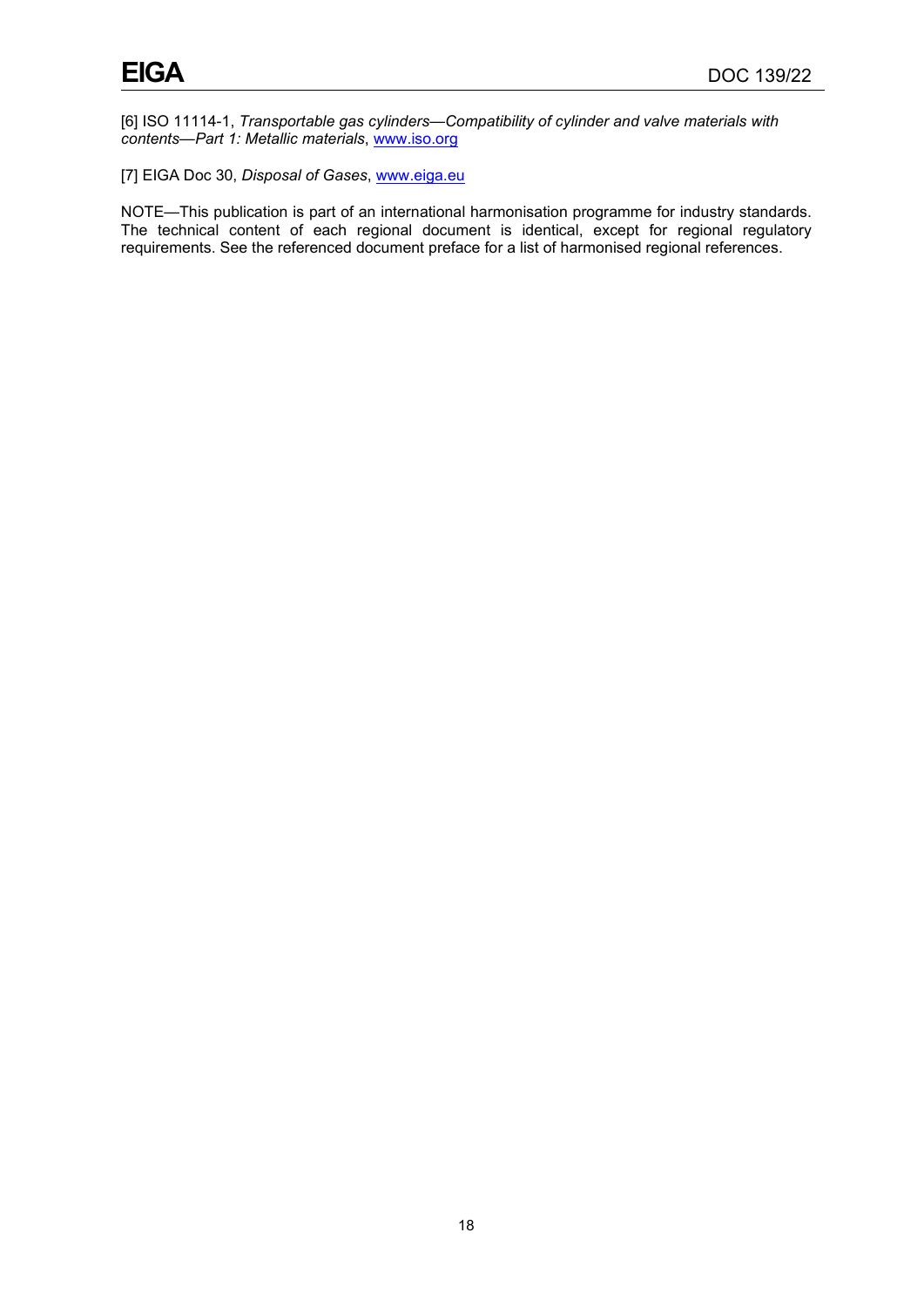[6] ISO 11114-1, *Transportable gas cylinders—Compatibility of cylinder and valve materials with contents—Part 1: Metallic materials*, www.iso.org

[7] EIGA Doc 30, *Disposal of Gases*, www.eiga.eu

NOTE—This publication is part of an international harmonisation programme for industry standards. The technical content of each regional document is identical, except for regional regulatory requirements. See the referenced document preface for a list of harmonised regional references.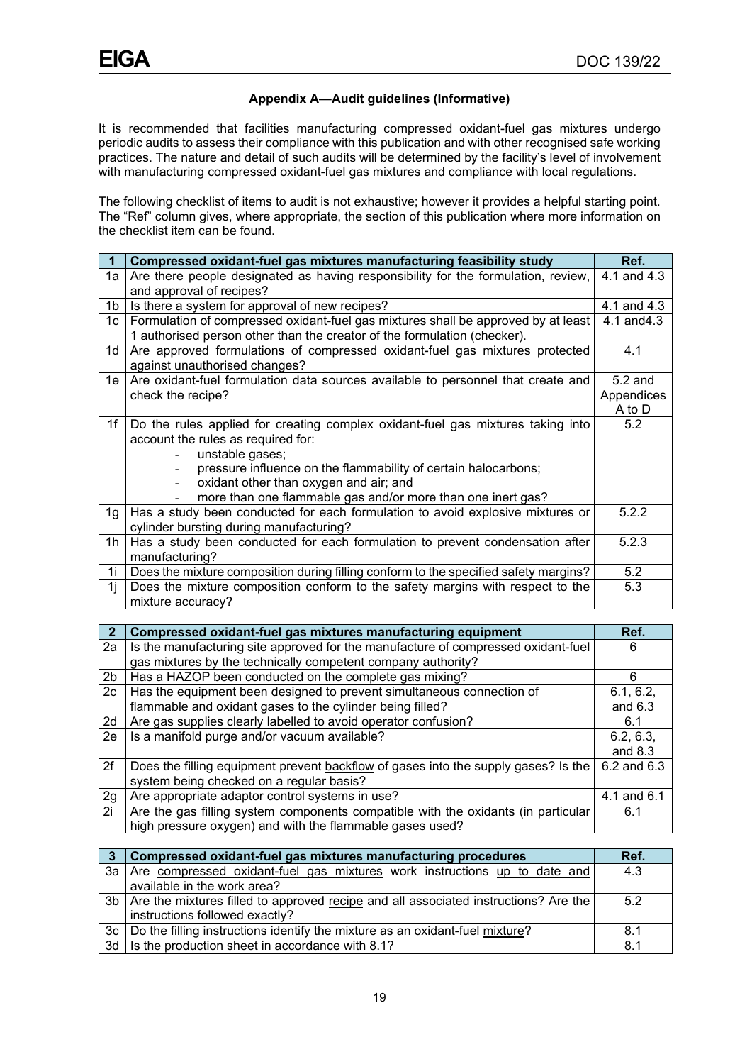**Appendix A—Audit guidelines (Informative)**

It is recommended that facilities manufacturing compressed oxidant-fuel gas mixtures undergo periodic audits to assess their compliance with this publication and with other recognised safe working practices. The nature and detail of such audits will be determined by the facility's level of involvement with manufacturing compressed oxidant-fuel gas mixtures and compliance with local regulations.

The following checklist of items to audit is not exhaustive; however it provides a helpful starting point. The "Ref" column gives, where appropriate, the section of this publication where more information on the checklist item can be found.

| 1 | Compressed oxidant-fuel gas mixtures manufacturing feasibility study | Ref. |
|---|---|---|
| 1a | Are there people designated as having responsibility for the formulation, review, and approval of recipes? | 4.1 and 4.3 |
| 1b | Is there a system for approval of new recipes? | 4.1 and 4.3 |
| 1c | Formulation of compressed oxidant-fuel gas mixtures shall be approved by at least 1 authorised person other than the creator of the formulation (checker). | 4.1 and4.3 |
| 1d | Are approved formulations of compressed oxidant-fuel gas mixtures protected against unauthorised changes? | 4.1 |
| 1e | Are oxidant-fuel formulation data sources available to personnel that create and check the recipe? | 5.2 and Appendices A to D |
| 1f | Do the rules applied for creating complex oxidant-fuel gas mixtures taking into account the rules as required for:<br>- unstable gases;<br>- pressure influence on the flammability of certain halocarbons;<br>- oxidant other than oxygen and air; and<br>- more than one flammable gas and/or more than one inert gas? | 5.2 |
| 1g | Has a study been conducted for each formulation to avoid explosive mixtures or cylinder bursting during manufacturing? | 5.2.2 |
| 1h | Has a study been conducted for each formulation to prevent condensation after manufacturing? | 5.2.3 |
| 1i | Does the mixture composition during filling conform to the specified safety margins? | 5.2 |
| 1j | Does the mixture composition conform to the safety margins with respect to the mixture accuracy? | 5.3 |

| 2 | Compressed oxidant-fuel gas mixtures manufacturing equipment | Ref. |
|---|---|---|
| 2a | Is the manufacturing site approved for the manufacture of compressed oxidant-fuel gas mixtures by the technically competent company authority? | 6 |
| 2b | Has a HAZOP been conducted on the complete gas mixing? | 6 |
| 2c | Has the equipment been designed to prevent simultaneous connection of flammable and oxidant gases to the cylinder being filled? | 6.1, 6.2, and 6.3 |
| 2d | Are gas supplies clearly labelled to avoid operator confusion? | 6.1 |
| 2e | Is a manifold purge and/or vacuum available? | 6.2, 6.3, and 8.3 |
| 2f | Does the filling equipment prevent backflow of gases into the supply gases? Is the system being checked on a regular basis? | 6.2 and 6.3 |
| 2g | Are appropriate adaptor control systems in use? | 4.1 and 6.1 |
| 2i | Are the gas filling system components compatible with the oxidants (in particular high pressure oxygen) and with the flammable gases used? | 6.1 |

| 3 | Compressed oxidant-fuel gas mixtures manufacturing procedures | Ref. |
|---|---|---|
| 3a | Are compressed oxidant-fuel gas mixtures work instructions up to date and available in the work area? | 4.3 |
| 3b | Are the mixtures filled to approved recipe and all associated instructions? Are the instructions followed exactly? | 5.2 |
| 3c | Do the filling instructions identify the mixture as an oxidant-fuel mixture? | 8.1 |
| 3d | Is the production sheet in accordance with 8.1? | 8.1 |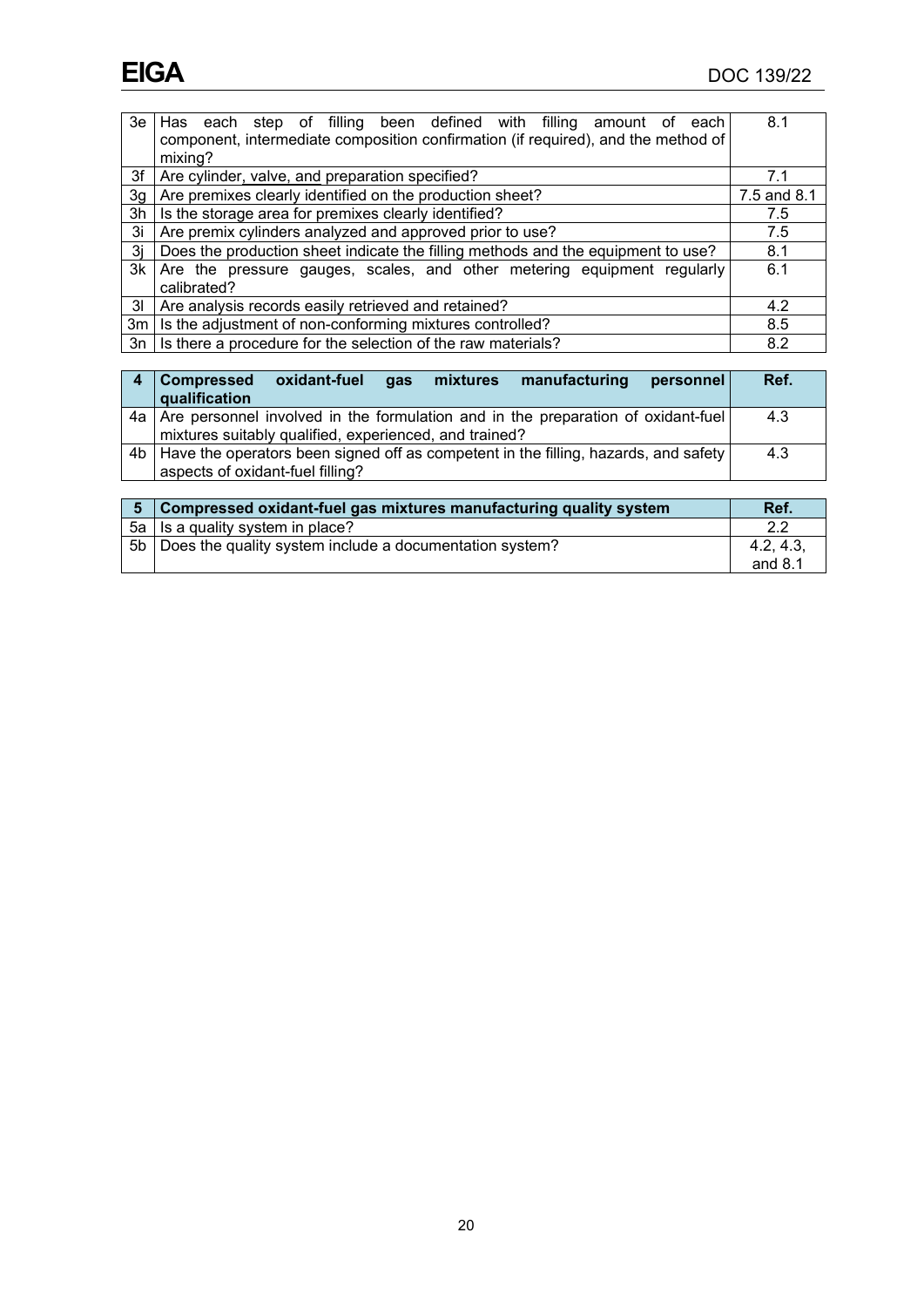| | | |
|---|---|---|
| 3e | Has each step of filling been defined with filling amount of each component, intermediate composition confirmation (if required), and the method of mixing? | 8.1 |
| 3f | Are cylinder, valve, and preparation specified? | 7.1 |
| 3g | Are premixes clearly identified on the production sheet? | 7.5 and 8.1 |
| 3h | Is the storage area for premixes clearly identified? | 7.5 |
| 3i | Are premix cylinders analyzed and approved prior to use? | 7.5 |
| 3j | Does the production sheet indicate the filling methods and the equipment to use? | 8.1 |
| 3k | Are the pressure gauges, scales, and other metering equipment regularly calibrated? | 6.1 |
| 3l | Are analysis records easily retrieved and retained? | 4.2 |
| 3m | Is the adjustment of non-conforming mixtures controlled? | 8.5 |
| 3n | Is there a procedure for the selection of the raw materials? | 8.2 |

| 4 | Compressed oxidant-fuel gas mixtures manufacturing personnel qualification | Ref. |
|---|---|---|
| 4a | Are personnel involved in the formulation and in the preparation of oxidant-fuel mixtures suitably qualified, experienced, and trained? | 4.3 |
| 4b | Have the operators been signed off as competent in the filling, hazards, and safety aspects of oxidant-fuel filling? | 4.3 |

| 5 | Compressed oxidant-fuel gas mixtures manufacturing quality system | Ref. |
|---|---|---|
| 5a | Is a quality system in place? | 2.2 |
| 5b | Does the quality system include a documentation system? | 4.2, 4.3, and 8.1 |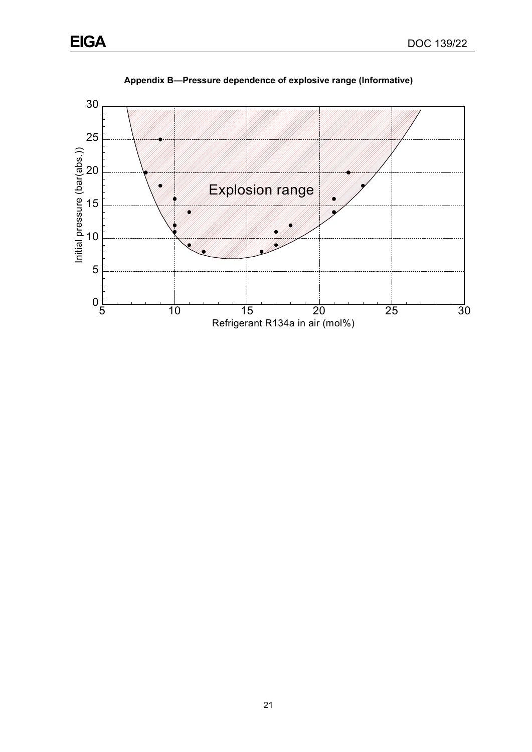## Appendix B—Pressure dependence of explosive range (Informative)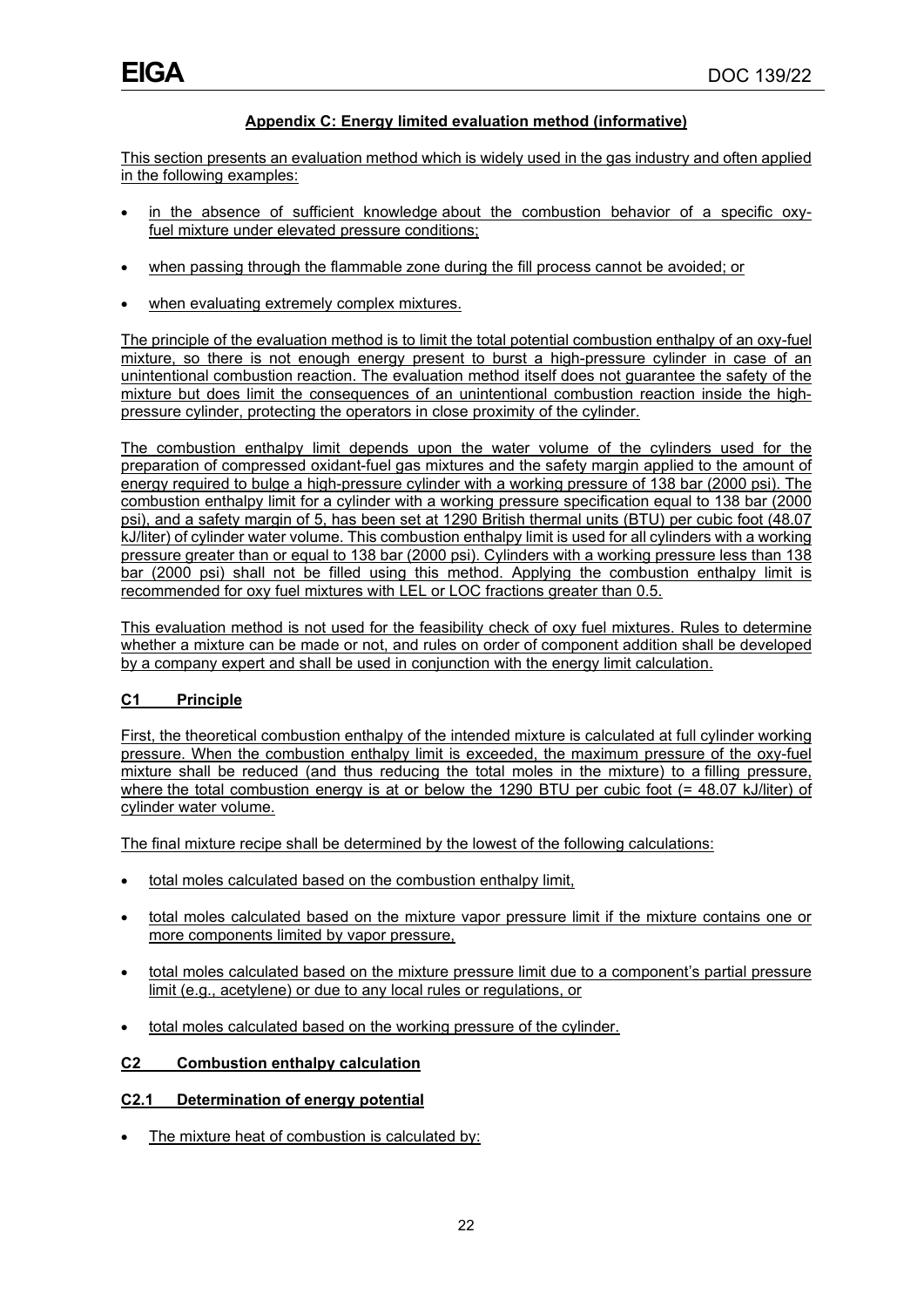## Appendix C: Energy limited evaluation method (informative)

This section presents an evaluation method which is widely used in the gas industry and often applied in the following examples:

- in the absence of sufficient knowledge about the combustion behavior of a specific oxy-fuel mixture under elevated pressure conditions;
- when passing through the flammable zone during the fill process cannot be avoided; or
- when evaluating extremely complex mixtures.

The principle of the evaluation method is to limit the total potential combustion enthalpy of an oxy-fuel mixture, so there is not enough energy present to burst a high-pressure cylinder in case of an unintentional combustion reaction. The evaluation method itself does not guarantee the safety of the mixture but does limit the consequences of an unintentional combustion reaction inside the high-pressure cylinder, protecting the operators in close proximity of the cylinder.

The combustion enthalpy limit depends upon the water volume of the cylinders used for the preparation of compressed oxidant-fuel gas mixtures and the safety margin applied to the amount of energy required to bulge a high-pressure cylinder with a working pressure of 138 bar (2000 psi). The combustion enthalpy limit for a cylinder with a working pressure specification equal to 138 bar (2000 psi), and a safety margin of 5, has been set at 1290 British thermal units (BTU) per cubic foot (48.07 kJ/liter) of cylinder water volume. This combustion enthalpy limit is used for all cylinders with a working pressure greater than or equal to 138 bar (2000 psi). Cylinders with a working pressure less than 138 bar (2000 psi) shall not be filled using this method. Applying the combustion enthalpy limit is recommended for oxy fuel mixtures with LEL or LOC fractions greater than 0.5.

This evaluation method is not used for the feasibility check of oxy fuel mixtures. Rules to determine whether a mixture can be made or not, and rules on order of component addition shall be developed by a company expert and shall be used in conjunction with the energy limit calculation.

### C1 Principle

First, the theoretical combustion enthalpy of the intended mixture is calculated at full cylinder working pressure. When the combustion enthalpy limit is exceeded, the maximum pressure of the oxy-fuel mixture shall be reduced (and thus reducing the total moles in the mixture) to a filling pressure, where the total combustion energy is at or below the 1290 BTU per cubic foot (= 48.07 kJ/liter) of cylinder water volume.

The final mixture recipe shall be determined by the lowest of the following calculations:

- total moles calculated based on the combustion enthalpy limit,
- total moles calculated based on the mixture vapor pressure limit if the mixture contains one or more components limited by vapor pressure,
- total moles calculated based on the mixture pressure limit due to a component's partial pressure limit (e.g., acetylene) or due to any local rules or regulations, or
- total moles calculated based on the working pressure of the cylinder.

### C2 Combustion enthalpy calculation

#### C2.1 Determination of energy potential

- The mixture heat of combustion is calculated by: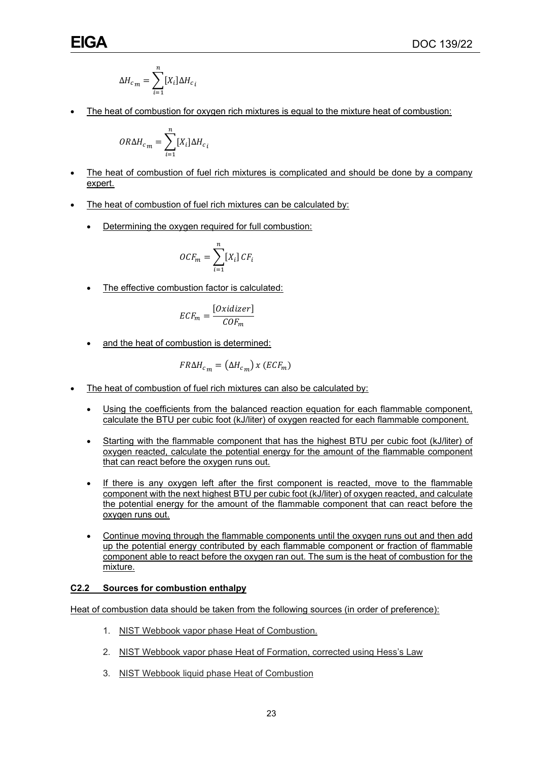$$\Delta H_{c_m} = \sum_{i=1}^{n} [X_i] \Delta H_{c_i}$$

- The heat of combustion for oxygen rich mixtures is equal to the mixture heat of combustion:

$$OR\Delta H_{c_m} = \sum_{i=1}^{n} [X_i] \Delta H_{c_i}$$

- The heat of combustion of fuel rich mixtures is complicated and should be done by a company expert.

- The heat of combustion of fuel rich mixtures can be calculated by:

  - Determining the oxygen required for full combustion:

$$OCF_m = \sum_{i=1}^{n} [X_i]\, CF_i$$

  - The effective combustion factor is calculated:

$$ECF_m = \frac{[Oxidizer]}{COF_m}$$

  - and the heat of combustion is determined:

$$FR\Delta H_{c_m} = \left(\Delta H_{c_m}\right) x \left(ECF_m\right)$$

- The heat of combustion of fuel rich mixtures can also be calculated by:

  - Using the coefficients from the balanced reaction equation for each flammable component, calculate the BTU per cubic foot (kJ/liter) of oxygen reacted for each flammable component.

  - Starting with the flammable component that has the highest BTU per cubic foot (kJ/liter) of oxygen reacted, calculate the potential energy for the amount of the flammable component that can react before the oxygen runs out.

  - If there is any oxygen left after the first component is reacted, move to the flammable component with the next highest BTU per cubic foot (kJ/liter) of oxygen reacted, and calculate the potential energy for the amount of the flammable component that can react before the oxygen runs out.

  - Continue moving through the flammable components until the oxygen runs out and then add up the potential energy contributed by each flammable component or fraction of flammable component able to react before the oxygen ran out. The sum is the heat of combustion for the mixture.

### C2.2 Sources for combustion enthalpy

Heat of combustion data should be taken from the following sources (in order of preference):

1. NIST Webbook vapor phase Heat of Combustion.
2. NIST Webbook vapor phase Heat of Formation, corrected using Hess's Law
3. NIST Webbook liquid phase Heat of Combustion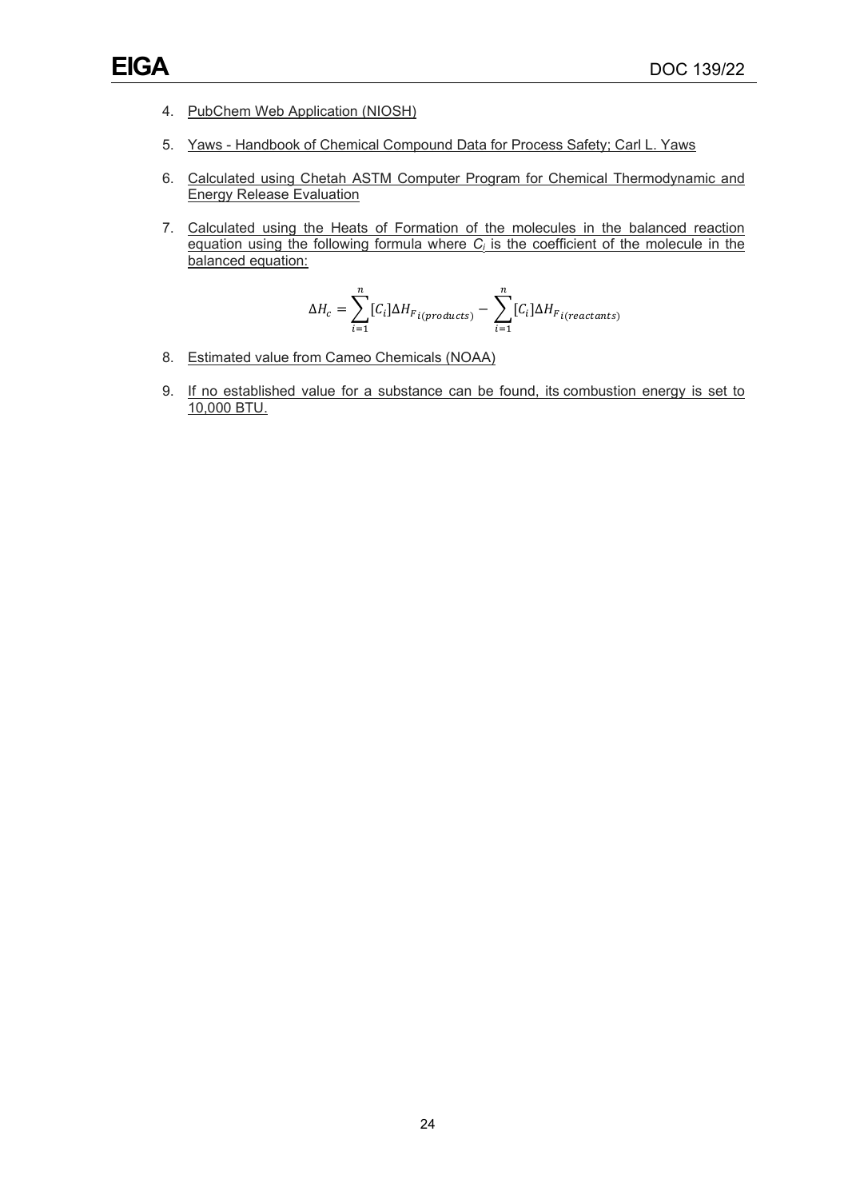4. PubChem Web Application (NIOSH)

5. Yaws - Handbook of Chemical Compound Data for Process Safety; Carl L. Yaws

6. Calculated using Chetah ASTM Computer Program for Chemical Thermodynamic and Energy Release Evaluation

7. Calculated using the Heats of Formation of the molecules in the balanced reaction equation using the following formula where $C_i$ is the coefficient of the molecule in the balanced equation:

$$\Delta H_c = \sum_{i=1}^{n} [C_i] \Delta H_{F_{i(products)}} - \sum_{i=1}^{n} [C_i] \Delta H_{F_{i(reactants)}}$$

8. Estimated value from Cameo Chemicals (NOAA)

9. If no established value for a substance can be found, its combustion energy is set to 10,000 BTU.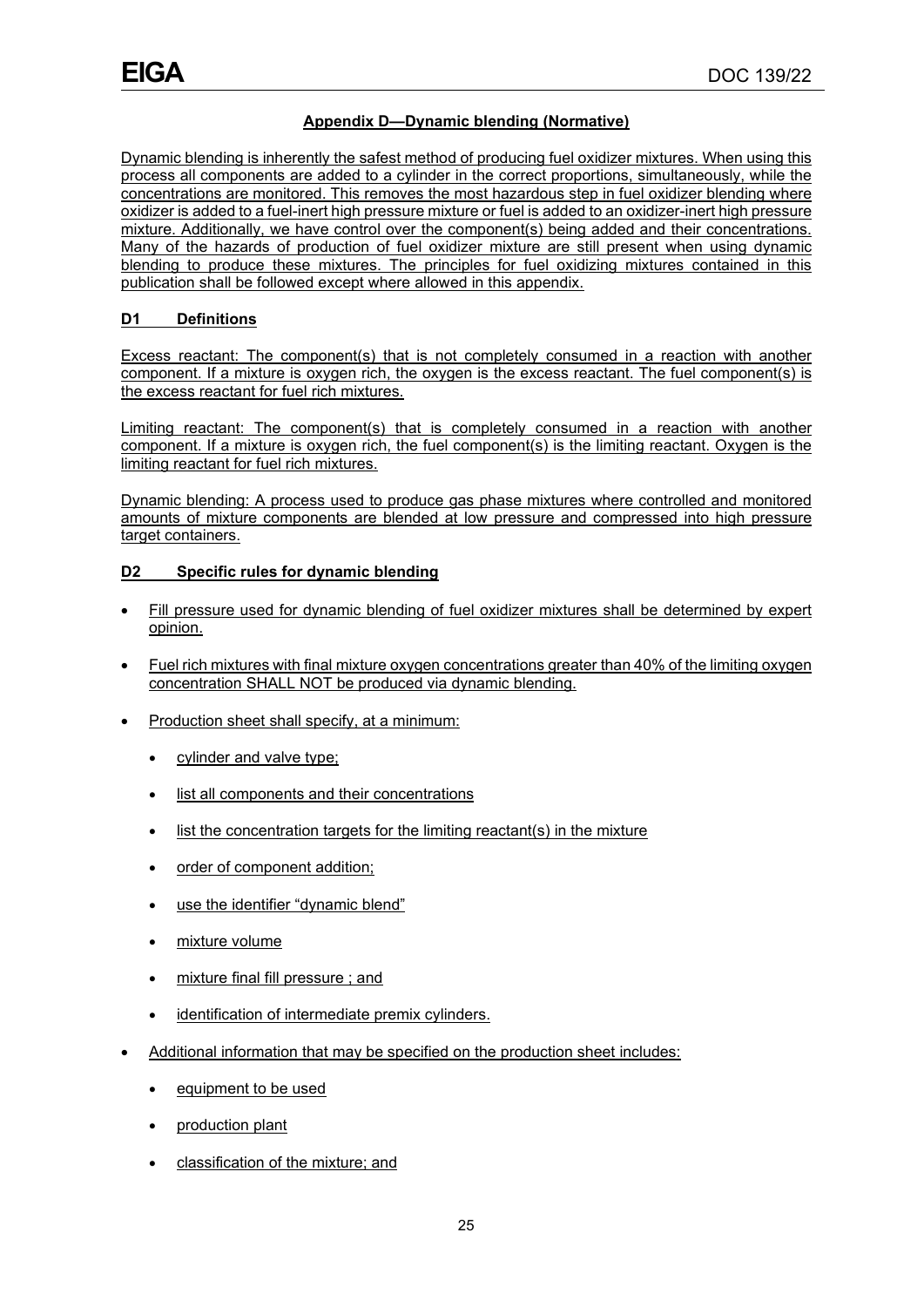## Appendix D—Dynamic blending (Normative)

Dynamic blending is inherently the safest method of producing fuel oxidizer mixtures. When using this process all components are added to a cylinder in the correct proportions, simultaneously, while the concentrations are monitored. This removes the most hazardous step in fuel oxidizer blending where oxidizer is added to a fuel-inert high pressure mixture or fuel is added to an oxidizer-inert high pressure mixture. Additionally, we have control over the component(s) being added and their concentrations. Many of the hazards of production of fuel oxidizer mixture are still present when using dynamic blending to produce these mixtures. The principles for fuel oxidizing mixtures contained in this publication shall be followed except where allowed in this appendix.

### D1 Definitions

Excess reactant: The component(s) that is not completely consumed in a reaction with another component. If a mixture is oxygen rich, the oxygen is the excess reactant. The fuel component(s) is the excess reactant for fuel rich mixtures.

Limiting reactant: The component(s) that is completely consumed in a reaction with another component. If a mixture is oxygen rich, the fuel component(s) is the limiting reactant. Oxygen is the limiting reactant for fuel rich mixtures.

Dynamic blending: A process used to produce gas phase mixtures where controlled and monitored amounts of mixture components are blended at low pressure and compressed into high pressure target containers.

### D2 Specific rules for dynamic blending

- Fill pressure used for dynamic blending of fuel oxidizer mixtures shall be determined by expert opinion.
- Fuel rich mixtures with final mixture oxygen concentrations greater than 40% of the limiting oxygen concentration SHALL NOT be produced via dynamic blending.
- Production sheet shall specify, at a minimum:
  - cylinder and valve type;
  - list all components and their concentrations
  - list the concentration targets for the limiting reactant(s) in the mixture
  - order of component addition;
  - use the identifier "dynamic blend"
  - mixture volume
  - mixture final fill pressure ; and
  - identification of intermediate premix cylinders.
- Additional information that may be specified on the production sheet includes:
  - equipment to be used
  - production plant
  - classification of the mixture; and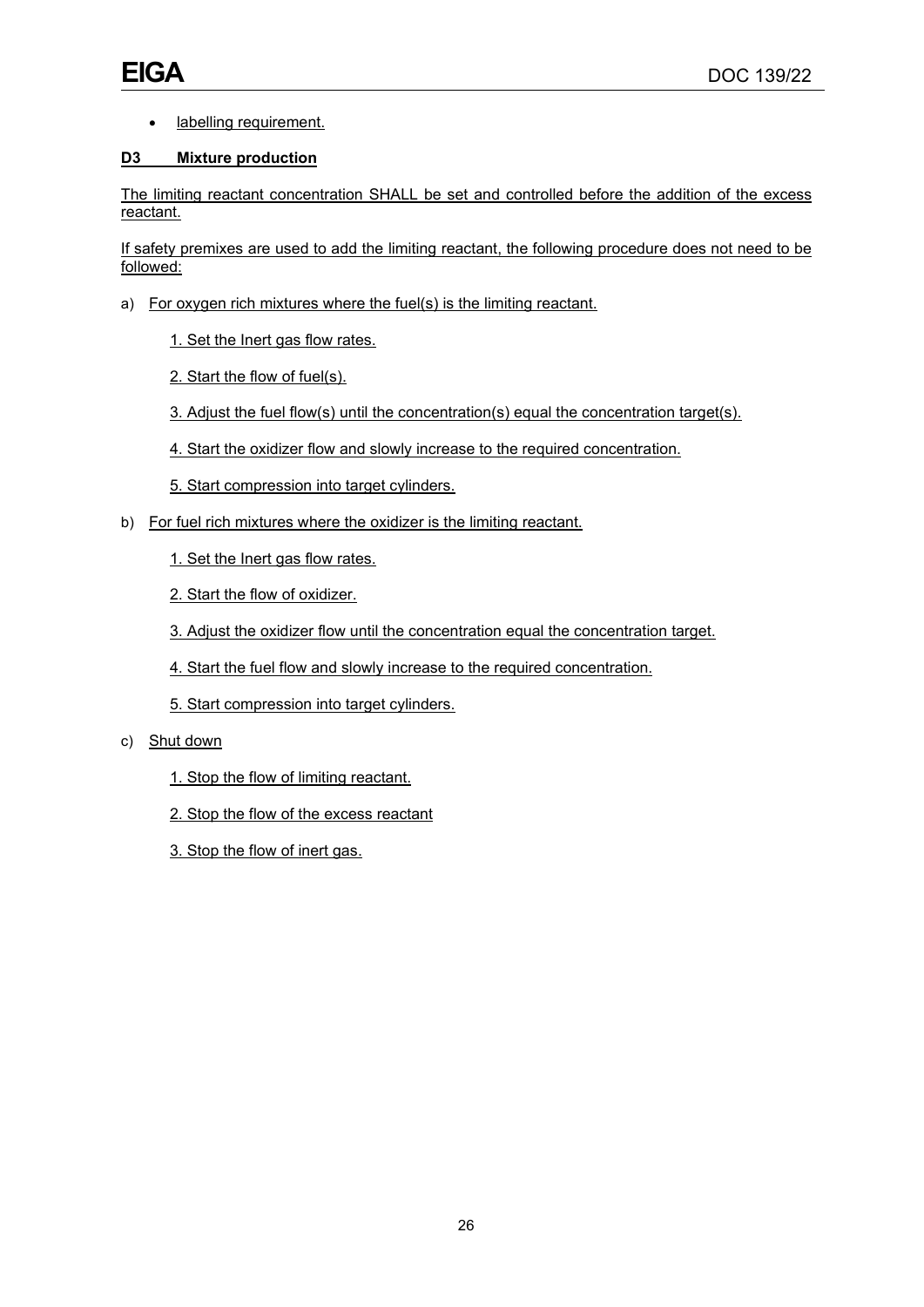- labelling requirement.

### D3 Mixture production

The limiting reactant concentration SHALL be set and controlled before the addition of the excess reactant.

If safety premixes are used to add the limiting reactant, the following procedure does not need to be followed:

a) For oxygen rich mixtures where the fuel(s) is the limiting reactant.

   1. Set the Inert gas flow rates.

   2. Start the flow of fuel(s).

   3. Adjust the fuel flow(s) until the concentration(s) equal the concentration target(s).

   4. Start the oxidizer flow and slowly increase to the required concentration.

   5. Start compression into target cylinders.

b) For fuel rich mixtures where the oxidizer is the limiting reactant.

   1. Set the Inert gas flow rates.

   2. Start the flow of oxidizer.

   3. Adjust the oxidizer flow until the concentration equal the concentration target.

   4. Start the fuel flow and slowly increase to the required concentration.

   5. Start compression into target cylinders.

c) Shut down

   1. Stop the flow of limiting reactant.

   2. Stop the flow of the excess reactant

   3. Stop the flow of inert gas.